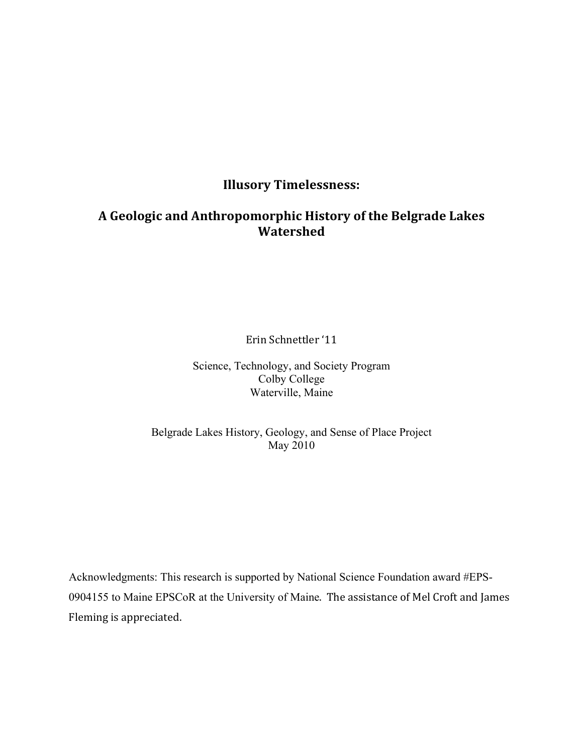# Illusory Timelessness:

## A Geologic and Anthropomorphic History of the Belgrade Lakes Watershed

Erin Schnettler '11

Science, Technology, and Society Program
Colby College
Waterville, Maine

Belgrade Lakes History, Geology, and Sense of Place Project
May 2010

Acknowledgments: This research is supported by National Science Foundation award #EPS-0904155 to Maine EPSCoR at the University of Maine. The assistance of Mel Croft and James Fleming is appreciated.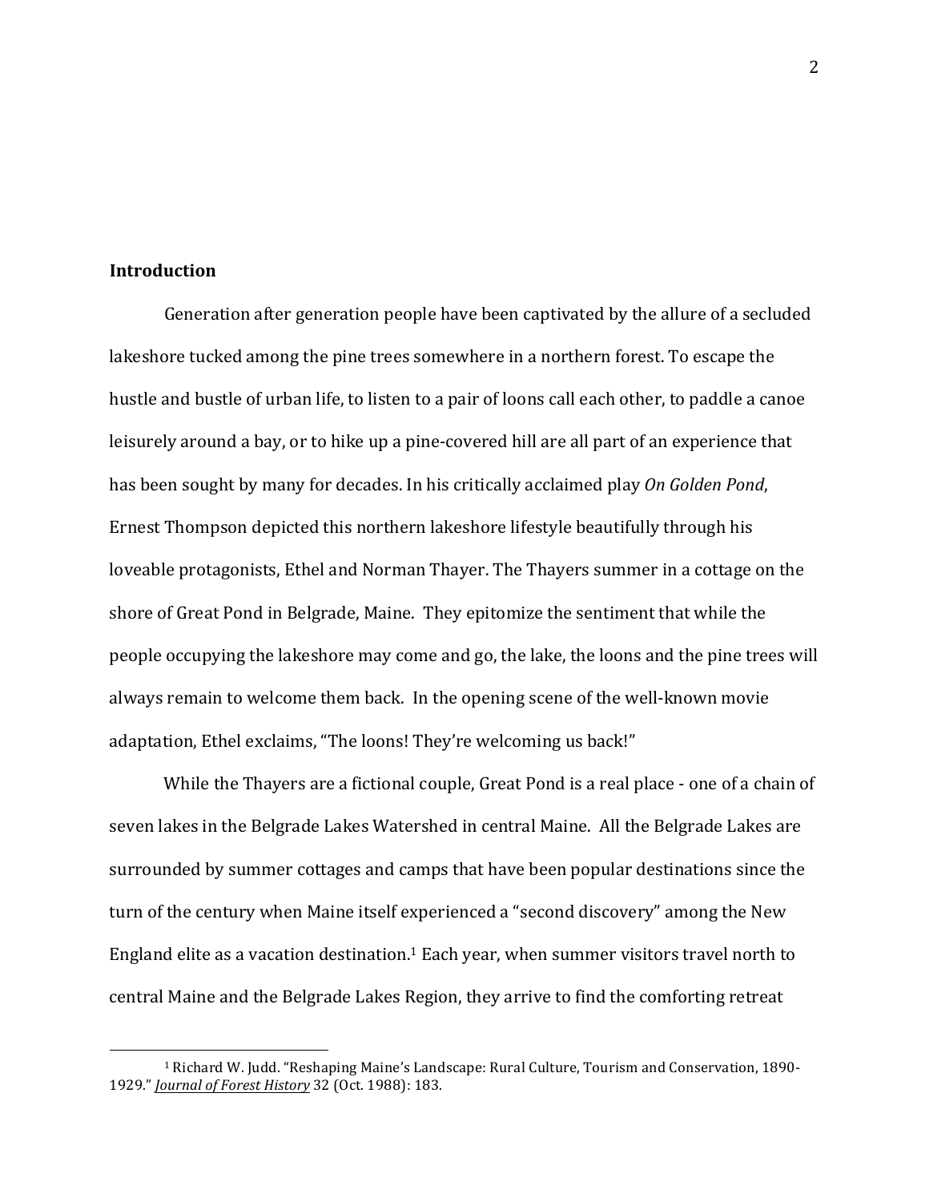## Introduction

Generation after generation people have been captivated by the allure of a secluded lakeshore tucked among the pine trees somewhere in a northern forest. To escape the hustle and bustle of urban life, to listen to a pair of loons call each other, to paddle a canoe leisurely around a bay, or to hike up a pine-covered hill are all part of an experience that has been sought by many for decades. In his critically acclaimed play *On Golden Pond*, Ernest Thompson depicted this northern lakeshore lifestyle beautifully through his loveable protagonists, Ethel and Norman Thayer. The Thayers summer in a cottage on the shore of Great Pond in Belgrade, Maine. They epitomize the sentiment that while the people occupying the lakeshore may come and go, the lake, the loons and the pine trees will always remain to welcome them back. In the opening scene of the well-known movie adaptation, Ethel exclaims, "The loons! They're welcoming us back!"

While the Thayers are a fictional couple, Great Pond is a real place - one of a chain of seven lakes in the Belgrade Lakes Watershed in central Maine. All the Belgrade Lakes are surrounded by summer cottages and camps that have been popular destinations since the turn of the century when Maine itself experienced a "second discovery" among the New England elite as a vacation destination.[1] Each year, when summer visitors travel north to central Maine and the Belgrade Lakes Region, they arrive to find the comforting retreat

---

[1] Richard W. Judd. "Reshaping Maine's Landscape: Rural Culture, Tourism and Conservation, 1890-1929." *Journal of Forest History* 32 (Oct. 1988): 183.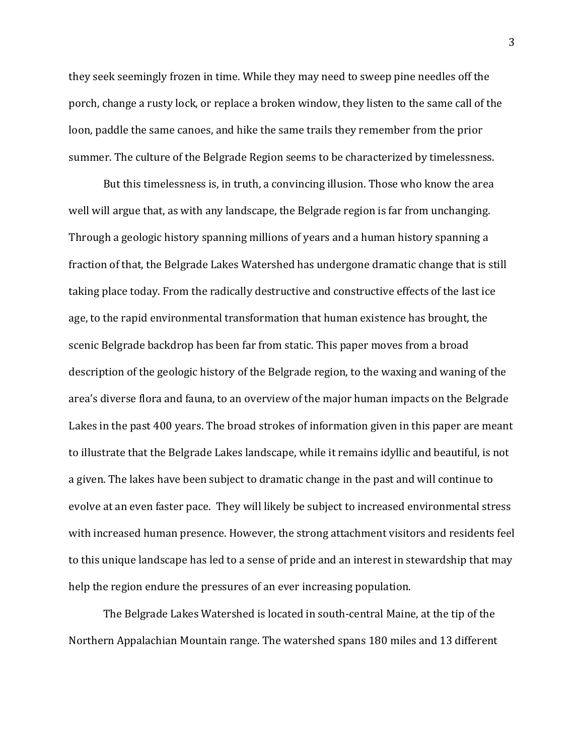they seek seemingly frozen in time. While they may need to sweep pine needles off the porch, change a rusty lock, or replace a broken window, they listen to the same call of the loon, paddle the same canoes, and hike the same trails they remember from the prior summer. The culture of the Belgrade Region seems to be characterized by timelessness.

But this timelessness is, in truth, a convincing illusion. Those who know the area well will argue that, as with any landscape, the Belgrade region is far from unchanging. Through a geologic history spanning millions of years and a human history spanning a fraction of that, the Belgrade Lakes Watershed has undergone dramatic change that is still taking place today. From the radically destructive and constructive effects of the last ice age, to the rapid environmental transformation that human existence has brought, the scenic Belgrade backdrop has been far from static. This paper moves from a broad description of the geologic history of the Belgrade region, to the waxing and waning of the area's diverse flora and fauna, to an overview of the major human impacts on the Belgrade Lakes in the past 400 years. The broad strokes of information given in this paper are meant to illustrate that the Belgrade Lakes landscape, while it remains idyllic and beautiful, is not a given. The lakes have been subject to dramatic change in the past and will continue to evolve at an even faster pace. They will likely be subject to increased environmental stress with increased human presence. However, the strong attachment visitors and residents feel to this unique landscape has led to a sense of pride and an interest in stewardship that may help the region endure the pressures of an ever increasing population.

The Belgrade Lakes Watershed is located in south-central Maine, at the tip of the Northern Appalachian Mountain range. The watershed spans 180 miles and 13 different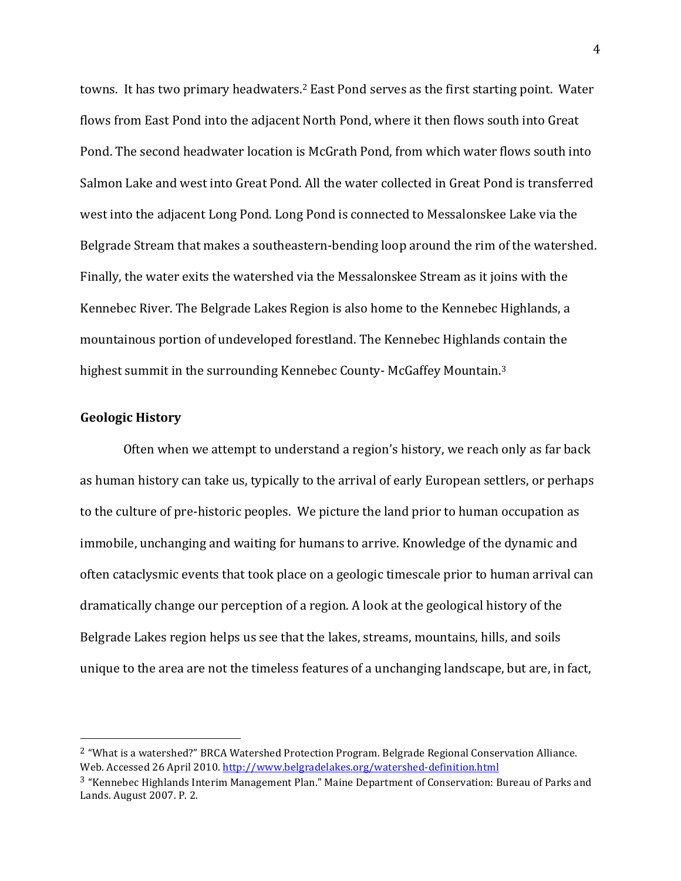towns. It has two primary headwaters.[2] East Pond serves as the first starting point. Water flows from East Pond into the adjacent North Pond, where it then flows south into Great Pond. The second headwater location is McGrath Pond, from which water flows south into Salmon Lake and west into Great Pond. All the water collected in Great Pond is transferred west into the adjacent Long Pond. Long Pond is connected to Messalonskee Lake via the Belgrade Stream that makes a southeastern-bending loop around the rim of the watershed. Finally, the water exits the watershed via the Messalonskee Stream as it joins with the Kennebec River. The Belgrade Lakes Region is also home to the Kennebec Highlands, a mountainous portion of undeveloped forestland. The Kennebec Highlands contain the highest summit in the surrounding Kennebec County- McGaffey Mountain.[3]

## Geologic History

Often when we attempt to understand a region's history, we reach only as far back as human history can take us, typically to the arrival of early European settlers, or perhaps to the culture of pre-historic peoples. We picture the land prior to human occupation as immobile, unchanging and waiting for humans to arrive. Knowledge of the dynamic and often cataclysmic events that took place on a geologic timescale prior to human arrival can dramatically change our perception of a region. A look at the geological history of the Belgrade Lakes region helps us see that the lakes, streams, mountains, hills, and soils unique to the area are not the timeless features of a unchanging landscape, but are, in fact,

---

[2] "What is a watershed?" BRCA Watershed Protection Program. Belgrade Regional Conservation Alliance. Web. Accessed 26 April 2010. http://www.belgradelakes.org/watershed-definition.html

[3] "Kennebec Highlands Interim Management Plan." Maine Department of Conservation: Bureau of Parks and Lands. August 2007. P. 2.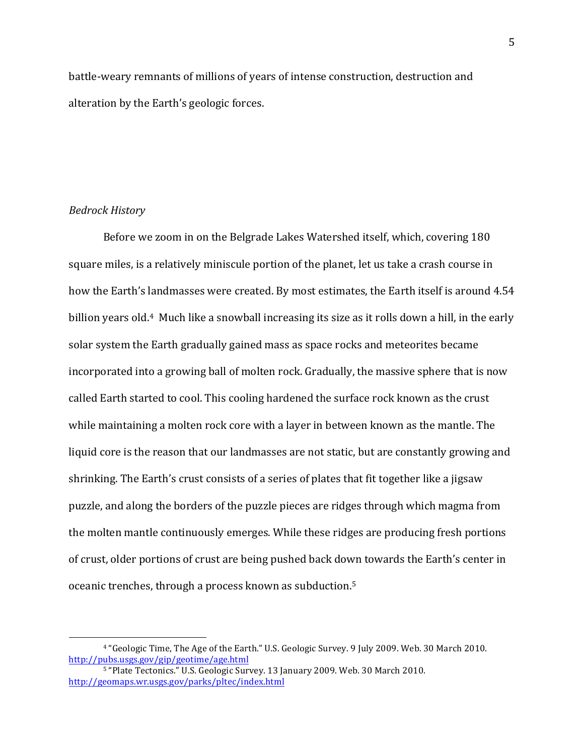battle-weary remnants of millions of years of intense construction, destruction and alteration by the Earth's geologic forces.

*Bedrock History*

Before we zoom in on the Belgrade Lakes Watershed itself, which, covering 180 square miles, is a relatively miniscule portion of the planet, let us take a crash course in how the Earth's landmasses were created. By most estimates, the Earth itself is around 4.54 billion years old.[4] Much like a snowball increasing its size as it rolls down a hill, in the early solar system the Earth gradually gained mass as space rocks and meteorites became incorporated into a growing ball of molten rock. Gradually, the massive sphere that is now called Earth started to cool. This cooling hardened the surface rock known as the crust while maintaining a molten rock core with a layer in between known as the mantle. The liquid core is the reason that our landmasses are not static, but are constantly growing and shrinking. The Earth's crust consists of a series of plates that fit together like a jigsaw puzzle, and along the borders of the puzzle pieces are ridges through which magma from the molten mantle continuously emerges. While these ridges are producing fresh portions of crust, older portions of crust are being pushed back down towards the Earth's center in oceanic trenches, through a process known as subduction.[5]

---

[4] "Geologic Time, The Age of the Earth." U.S. Geologic Survey. 9 July 2009. Web. 30 March 2010. http://pubs.usgs.gov/gip/geotime/age.html

[5] "Plate Tectonics." U.S. Geologic Survey. 13 January 2009. Web. 30 March 2010. http://geomaps.wr.usgs.gov/parks/pltec/index.html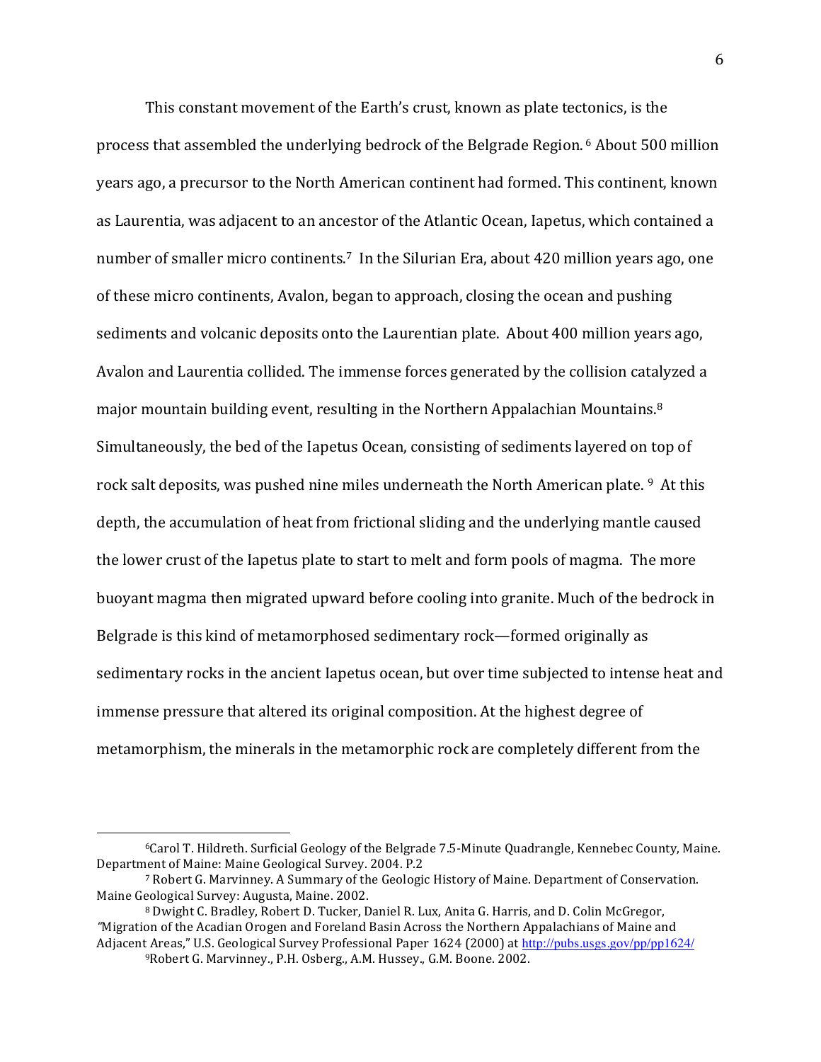This constant movement of the Earth's crust, known as plate tectonics, is the process that assembled the underlying bedrock of the Belgrade Region. [6] About 500 million years ago, a precursor to the North American continent had formed. This continent, known as Laurentia, was adjacent to an ancestor of the Atlantic Ocean, Iapetus, which contained a number of smaller micro continents.[7] In the Silurian Era, about 420 million years ago, one of these micro continents, Avalon, began to approach, closing the ocean and pushing sediments and volcanic deposits onto the Laurentian plate. About 400 million years ago, Avalon and Laurentia collided. The immense forces generated by the collision catalyzed a major mountain building event, resulting in the Northern Appalachian Mountains.[8] Simultaneously, the bed of the Iapetus Ocean, consisting of sediments layered on top of rock salt deposits, was pushed nine miles underneath the North American plate. [9] At this depth, the accumulation of heat from frictional sliding and the underlying mantle caused the lower crust of the Iapetus plate to start to melt and form pools of magma. The more buoyant magma then migrated upward before cooling into granite. Much of the bedrock in Belgrade is this kind of metamorphosed sedimentary rock—formed originally as sedimentary rocks in the ancient Iapetus ocean, but over time subjected to intense heat and immense pressure that altered its original composition. At the highest degree of metamorphism, the minerals in the metamorphic rock are completely different from the

---

[6] Carol T. Hildreth. Surficial Geology of the Belgrade 7.5-Minute Quadrangle, Kennebec County, Maine. Department of Maine: Maine Geological Survey. 2004. P.2

[7] Robert G. Marvinney. A Summary of the Geologic History of Maine. Department of Conservation. Maine Geological Survey: Augusta, Maine. 2002.

[8] Dwight C. Bradley, Robert D. Tucker, Daniel R. Lux, Anita G. Harris, and D. Colin McGregor, "Migration of the Acadian Orogen and Foreland Basin Across the Northern Appalachians of Maine and Adjacent Areas," U.S. Geological Survey Professional Paper 1624 (2000) at http://pubs.usgs.gov/pp/pp1624/

[9] Robert G. Marvinney., P.H. Osberg., A.M. Hussey., G.M. Boone. 2002.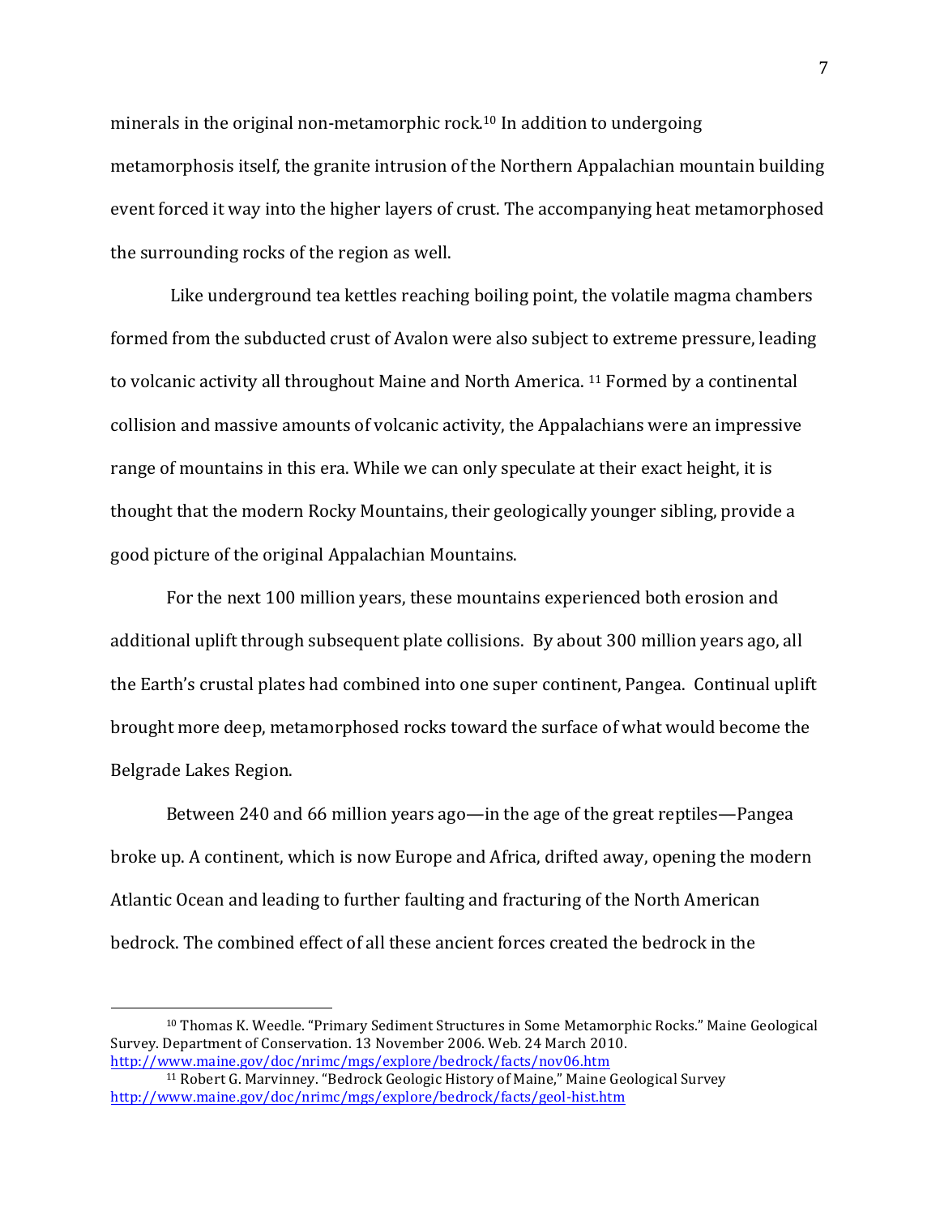minerals in the original non-metamorphic rock.[10] In addition to undergoing metamorphosis itself, the granite intrusion of the Northern Appalachian mountain building event forced it way into the higher layers of crust. The accompanying heat metamorphosed the surrounding rocks of the region as well.

Like underground tea kettles reaching boiling point, the volatile magma chambers formed from the subducted crust of Avalon were also subject to extreme pressure, leading to volcanic activity all throughout Maine and North America. [11] Formed by a continental collision and massive amounts of volcanic activity, the Appalachians were an impressive range of mountains in this era. While we can only speculate at their exact height, it is thought that the modern Rocky Mountains, their geologically younger sibling, provide a good picture of the original Appalachian Mountains.

For the next 100 million years, these mountains experienced both erosion and additional uplift through subsequent plate collisions. By about 300 million years ago, all the Earth's crustal plates had combined into one super continent, Pangea. Continual uplift brought more deep, metamorphosed rocks toward the surface of what would become the Belgrade Lakes Region.

Between 240 and 66 million years ago—in the age of the great reptiles—Pangea broke up. A continent, which is now Europe and Africa, drifted away, opening the modern Atlantic Ocean and leading to further faulting and fracturing of the North American bedrock. The combined effect of all these ancient forces created the bedrock in the

---

[10] Thomas K. Weedle. "Primary Sediment Structures in Some Metamorphic Rocks." Maine Geological Survey. Department of Conservation. 13 November 2006. Web. 24 March 2010. http://www.maine.gov/doc/nrimc/mgs/explore/bedrock/facts/nov06.htm

[11] Robert G. Marvinney. "Bedrock Geologic History of Maine," Maine Geological Survey http://www.maine.gov/doc/nrimc/mgs/explore/bedrock/facts/geol-hist.htm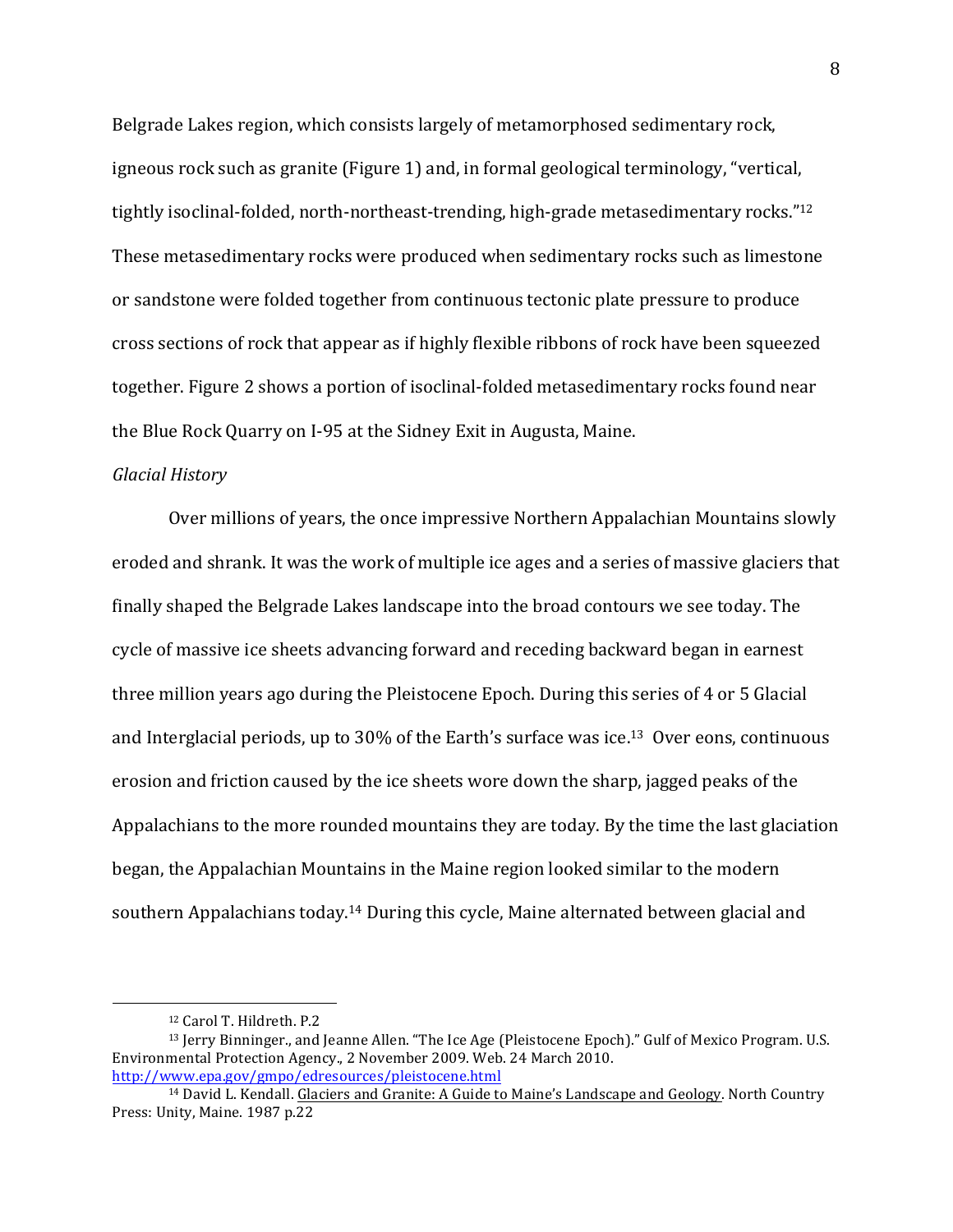Belgrade Lakes region, which consists largely of metamorphosed sedimentary rock, igneous rock such as granite (Figure 1) and, in formal geological terminology, "vertical, tightly isoclinal-folded, north-northeast-trending, high-grade metasedimentary rocks."[12] These metasedimentary rocks were produced when sedimentary rocks such as limestone or sandstone were folded together from continuous tectonic plate pressure to produce cross sections of rock that appear as if highly flexible ribbons of rock have been squeezed together. Figure 2 shows a portion of isoclinal-folded metasedimentary rocks found near the Blue Rock Quarry on I-95 at the Sidney Exit in Augusta, Maine.

*Glacial History*

Over millions of years, the once impressive Northern Appalachian Mountains slowly eroded and shrank. It was the work of multiple ice ages and a series of massive glaciers that finally shaped the Belgrade Lakes landscape into the broad contours we see today. The cycle of massive ice sheets advancing forward and receding backward began in earnest three million years ago during the Pleistocene Epoch. During this series of 4 or 5 Glacial and Interglacial periods, up to 30% of the Earth's surface was ice.[13] Over eons, continuous erosion and friction caused by the ice sheets wore down the sharp, jagged peaks of the Appalachians to the more rounded mountains they are today. By the time the last glaciation began, the Appalachian Mountains in the Maine region looked similar to the modern southern Appalachians today.[14] During this cycle, Maine alternated between glacial and

---

[12] Carol T. Hildreth. P.2

[13] Jerry Binninger., and Jeanne Allen. "The Ice Age (Pleistocene Epoch)." Gulf of Mexico Program. U.S. Environmental Protection Agency., 2 November 2009. Web. 24 March 2010. http://www.epa.gov/gmpo/edresources/pleistocene.html

[14] David L. Kendall. Glaciers and Granite: A Guide to Maine's Landscape and Geology. North Country Press: Unity, Maine. 1987 p.22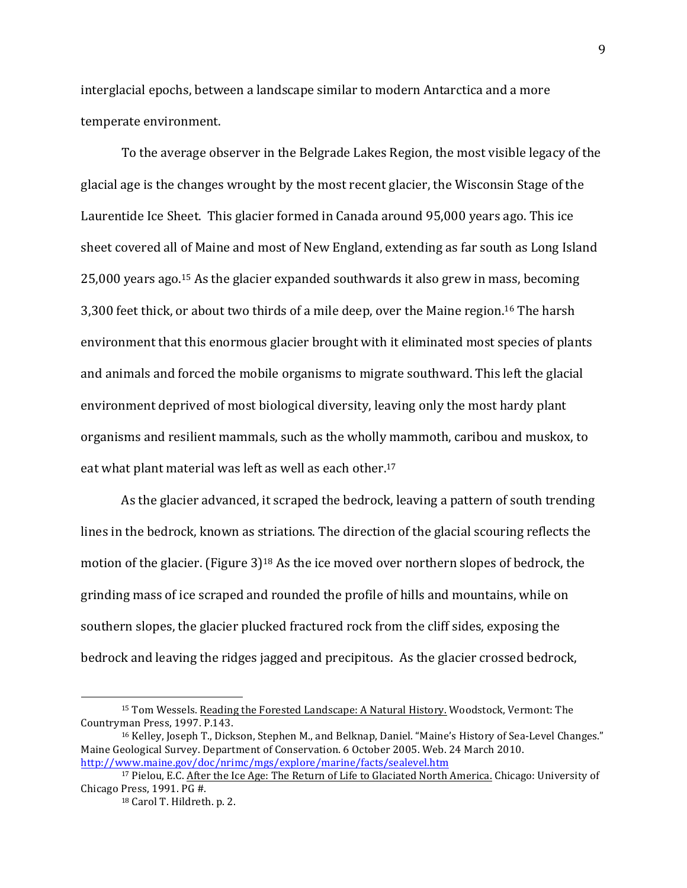interglacial epochs, between a landscape similar to modern Antarctica and a more temperate environment.

To the average observer in the Belgrade Lakes Region, the most visible legacy of the glacial age is the changes wrought by the most recent glacier, the Wisconsin Stage of the Laurentide Ice Sheet. This glacier formed in Canada around 95,000 years ago. This ice sheet covered all of Maine and most of New England, extending as far south as Long Island 25,000 years ago.[15] As the glacier expanded southwards it also grew in mass, becoming 3,300 feet thick, or about two thirds of a mile deep, over the Maine region.[16] The harsh environment that this enormous glacier brought with it eliminated most species of plants and animals and forced the mobile organisms to migrate southward. This left the glacial environment deprived of most biological diversity, leaving only the most hardy plant organisms and resilient mammals, such as the wholly mammoth, caribou and muskox, to eat what plant material was left as well as each other.[17]

As the glacier advanced, it scraped the bedrock, leaving a pattern of south trending lines in the bedrock, known as striations. The direction of the glacial scouring reflects the motion of the glacier. (Figure 3)[18] As the ice moved over northern slopes of bedrock, the grinding mass of ice scraped and rounded the profile of hills and mountains, while on southern slopes, the glacier plucked fractured rock from the cliff sides, exposing the bedrock and leaving the ridges jagged and precipitous. As the glacier crossed bedrock,

---

[15] Tom Wessels. Reading the Forested Landscape: A Natural History. Woodstock, Vermont: The Countryman Press, 1997. P.143.

[16] Kelley, Joseph T., Dickson, Stephen M., and Belknap, Daniel. "Maine's History of Sea-Level Changes." Maine Geological Survey. Department of Conservation. 6 October 2005. Web. 24 March 2010. http://www.maine.gov/doc/nrimc/mgs/explore/marine/facts/sealevel.htm

[17] Pielou, E.C. After the Ice Age: The Return of Life to Glaciated North America. Chicago: University of Chicago Press, 1991. PG #.

[18] Carol T. Hildreth. p. 2.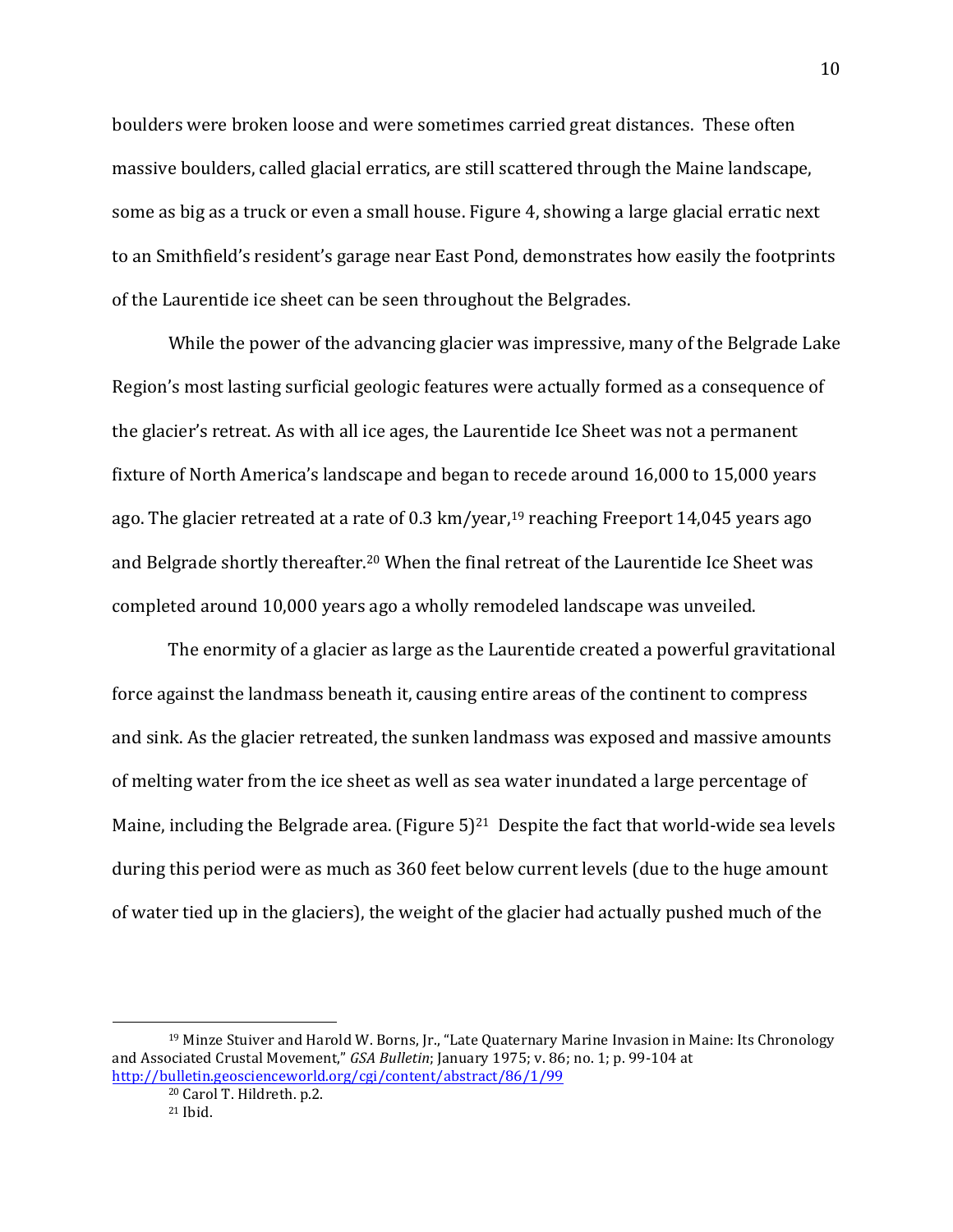boulders were broken loose and were sometimes carried great distances. These often massive boulders, called glacial erratics, are still scattered through the Maine landscape, some as big as a truck or even a small house. Figure 4, showing a large glacial erratic next to an Smithfield's resident's garage near East Pond, demonstrates how easily the footprints of the Laurentide ice sheet can be seen throughout the Belgrades.

While the power of the advancing glacier was impressive, many of the Belgrade Lake Region's most lasting surficial geologic features were actually formed as a consequence of the glacier's retreat. As with all ice ages, the Laurentide Ice Sheet was not a permanent fixture of North America's landscape and began to recede around 16,000 to 15,000 years ago. The glacier retreated at a rate of 0.3 km/year,[19] reaching Freeport 14,045 years ago and Belgrade shortly thereafter.[20] When the final retreat of the Laurentide Ice Sheet was completed around 10,000 years ago a wholly remodeled landscape was unveiled.

The enormity of a glacier as large as the Laurentide created a powerful gravitational force against the landmass beneath it, causing entire areas of the continent to compress and sink. As the glacier retreated, the sunken landmass was exposed and massive amounts of melting water from the ice sheet as well as sea water inundated a large percentage of Maine, including the Belgrade area. (Figure 5)[21] Despite the fact that world-wide sea levels during this period were as much as 360 feet below current levels (due to the huge amount of water tied up in the glaciers), the weight of the glacier had actually pushed much of the

---

[19] Minze Stuiver and Harold W. Borns, Jr., "Late Quaternary Marine Invasion in Maine: Its Chronology and Associated Crustal Movement," *GSA Bulletin*; January 1975; v. 86; no. 1; p. 99-104 at http://bulletin.geoscienceworld.org/cgi/content/abstract/86/1/99

[20] Carol T. Hildreth. p.2.

[21] Ibid.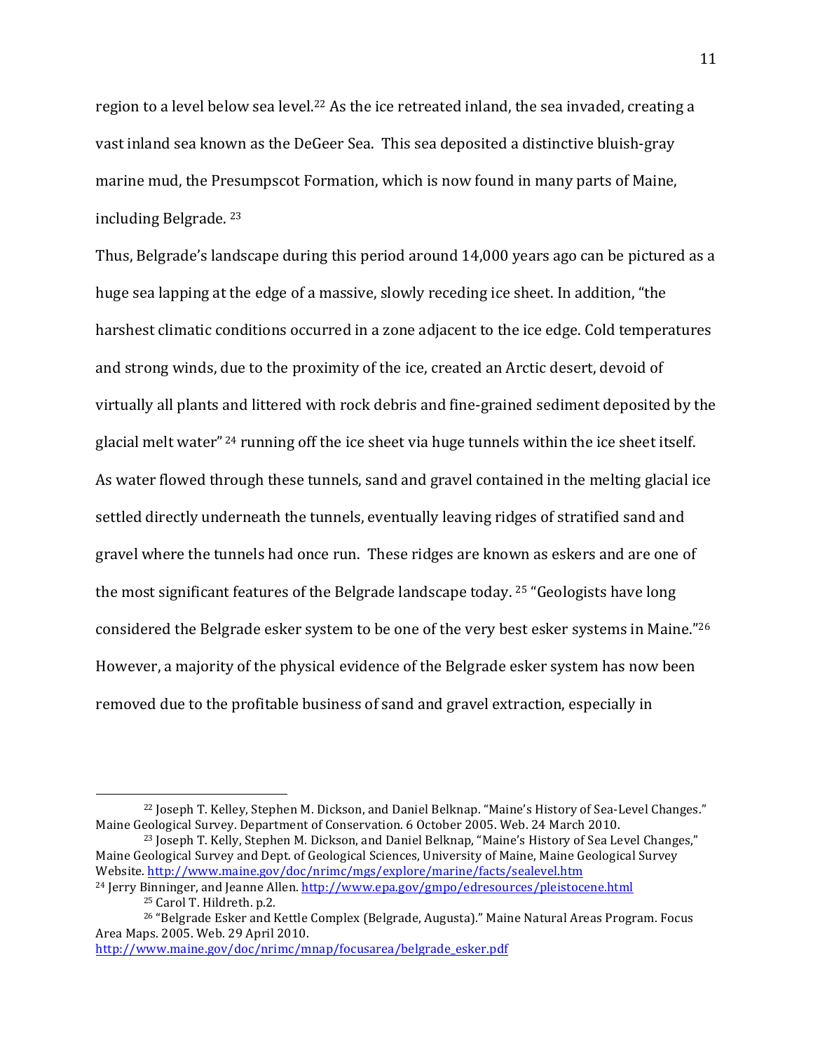region to a level below sea level.[22] As the ice retreated inland, the sea invaded, creating a vast inland sea known as the DeGeer Sea. This sea deposited a distinctive bluish-gray marine mud, the Presumpscot Formation, which is now found in many parts of Maine, including Belgrade. [23]

Thus, Belgrade's landscape during this period around 14,000 years ago can be pictured as a huge sea lapping at the edge of a massive, slowly receding ice sheet. In addition, "the harshest climatic conditions occurred in a zone adjacent to the ice edge. Cold temperatures and strong winds, due to the proximity of the ice, created an Arctic desert, devoid of virtually all plants and littered with rock debris and fine-grained sediment deposited by the glacial melt water" [24] running off the ice sheet via huge tunnels within the ice sheet itself. As water flowed through these tunnels, sand and gravel contained in the melting glacial ice settled directly underneath the tunnels, eventually leaving ridges of stratified sand and gravel where the tunnels had once run. These ridges are known as eskers and are one of the most significant features of the Belgrade landscape today. [25] "Geologists have long considered the Belgrade esker system to be one of the very best esker systems in Maine."[26] However, a majority of the physical evidence of the Belgrade esker system has now been removed due to the profitable business of sand and gravel extraction, especially in

---

[22] Joseph T. Kelley, Stephen M. Dickson, and Daniel Belknap. "Maine's History of Sea-Level Changes." Maine Geological Survey. Department of Conservation. 6 October 2005. Web. 24 March 2010.

[23] Joseph T. Kelly, Stephen M. Dickson, and Daniel Belknap, "Maine's History of Sea Level Changes," Maine Geological Survey and Dept. of Geological Sciences, University of Maine, Maine Geological Survey Website. http://www.maine.gov/doc/nrimc/mgs/explore/marine/facts/sealevel.htm

[24] Jerry Binninger, and Jeanne Allen. http://www.epa.gov/gmpo/edresources/pleistocene.html

[25] Carol T. Hildreth. p.2.

[26] "Belgrade Esker and Kettle Complex (Belgrade, Augusta)." Maine Natural Areas Program. Focus Area Maps. 2005. Web. 29 April 2010. http://www.maine.gov/doc/nrimc/mnap/focusarea/belgrade_esker.pdf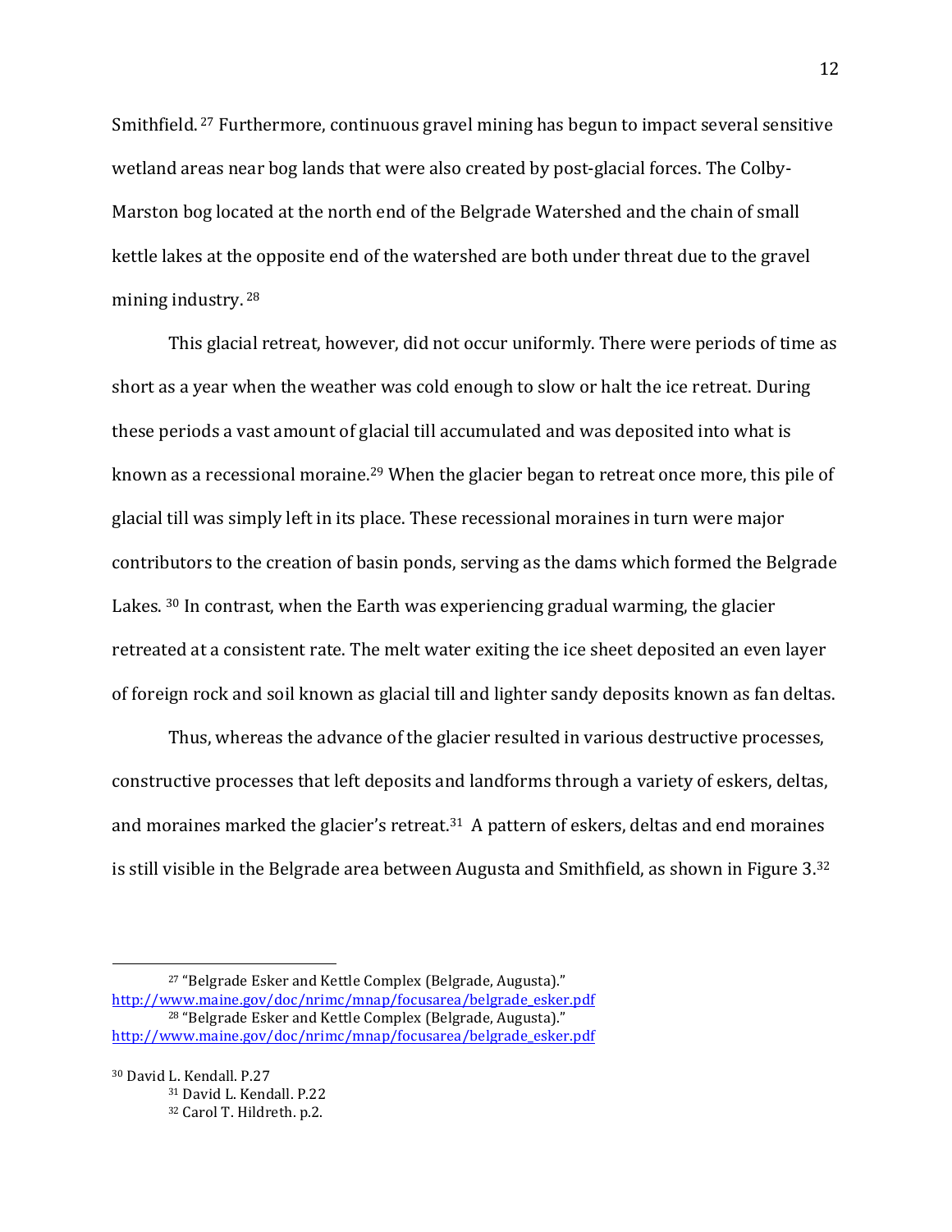Smithfield.[27] Furthermore, continuous gravel mining has begun to impact several sensitive wetland areas near bog lands that were also created by post-glacial forces. The Colby-Marston bog located at the north end of the Belgrade Watershed and the chain of small kettle lakes at the opposite end of the watershed are both under threat due to the gravel mining industry.[28]

This glacial retreat, however, did not occur uniformly. There were periods of time as short as a year when the weather was cold enough to slow or halt the ice retreat. During these periods a vast amount of glacial till accumulated and was deposited into what is known as a recessional moraine.[29] When the glacier began to retreat once more, this pile of glacial till was simply left in its place. These recessional moraines in turn were major contributors to the creation of basin ponds, serving as the dams which formed the Belgrade Lakes.[30] In contrast, when the Earth was experiencing gradual warming, the glacier retreated at a consistent rate. The melt water exiting the ice sheet deposited an even layer of foreign rock and soil known as glacial till and lighter sandy deposits known as fan deltas.

Thus, whereas the advance of the glacier resulted in various destructive processes, constructive processes that left deposits and landforms through a variety of eskers, deltas, and moraines marked the glacier's retreat.[31] A pattern of eskers, deltas and end moraines is still visible in the Belgrade area between Augusta and Smithfield, as shown in Figure 3.[32]

---

[27] "Belgrade Esker and Kettle Complex (Belgrade, Augusta)." http://www.maine.gov/doc/nrimc/mnap/focusarea/belgrade_esker.pdf

[28] "Belgrade Esker and Kettle Complex (Belgrade, Augusta)." http://www.maine.gov/doc/nrimc/mnap/focusarea/belgrade_esker.pdf

[30] David L. Kendall. P.27

[31] David L. Kendall. P.22

[32] Carol T. Hildreth. p.2.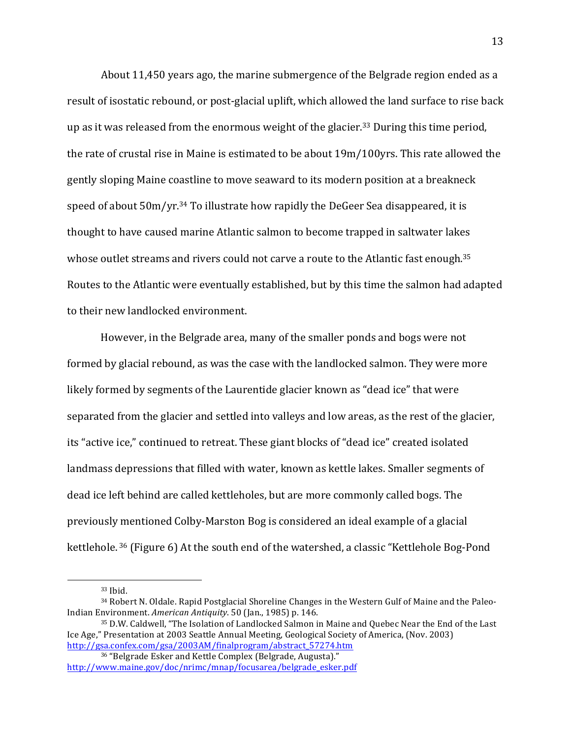About 11,450 years ago, the marine submergence of the Belgrade region ended as a result of isostatic rebound, or post-glacial uplift, which allowed the land surface to rise back up as it was released from the enormous weight of the glacier.[33] During this time period, the rate of crustal rise in Maine is estimated to be about 19m/100yrs. This rate allowed the gently sloping Maine coastline to move seaward to its modern position at a breakneck speed of about 50m/yr.[34] To illustrate how rapidly the DeGeer Sea disappeared, it is thought to have caused marine Atlantic salmon to become trapped in saltwater lakes whose outlet streams and rivers could not carve a route to the Atlantic fast enough.[35] Routes to the Atlantic were eventually established, but by this time the salmon had adapted to their new landlocked environment.

However, in the Belgrade area, many of the smaller ponds and bogs were not formed by glacial rebound, as was the case with the landlocked salmon. They were more likely formed by segments of the Laurentide glacier known as "dead ice" that were separated from the glacier and settled into valleys and low areas, as the rest of the glacier, its "active ice," continued to retreat. These giant blocks of "dead ice" created isolated landmass depressions that filled with water, known as kettle lakes. Smaller segments of dead ice left behind are called kettleholes, but are more commonly called bogs. The previously mentioned Colby-Marston Bog is considered an ideal example of a glacial kettlehole.[36] (Figure 6) At the south end of the watershed, a classic "Kettlehole Bog-Pond

---

[33] Ibid.

[34] Robert N. Oldale. Rapid Postglacial Shoreline Changes in the Western Gulf of Maine and the Paleo-Indian Environment. *American Antiquity*. 50 (Jan., 1985) p. 146.

[35] D.W. Caldwell, "The Isolation of Landlocked Salmon in Maine and Quebec Near the End of the Last Ice Age," Presentation at 2003 Seattle Annual Meeting, Geological Society of America, (Nov. 2003) http://gsa.confex.com/gsa/2003AM/finalprogram/abstract_57274.htm

[36] "Belgrade Esker and Kettle Complex (Belgrade, Augusta)." http://www.maine.gov/doc/nrimc/mnap/focusarea/belgrade_esker.pdf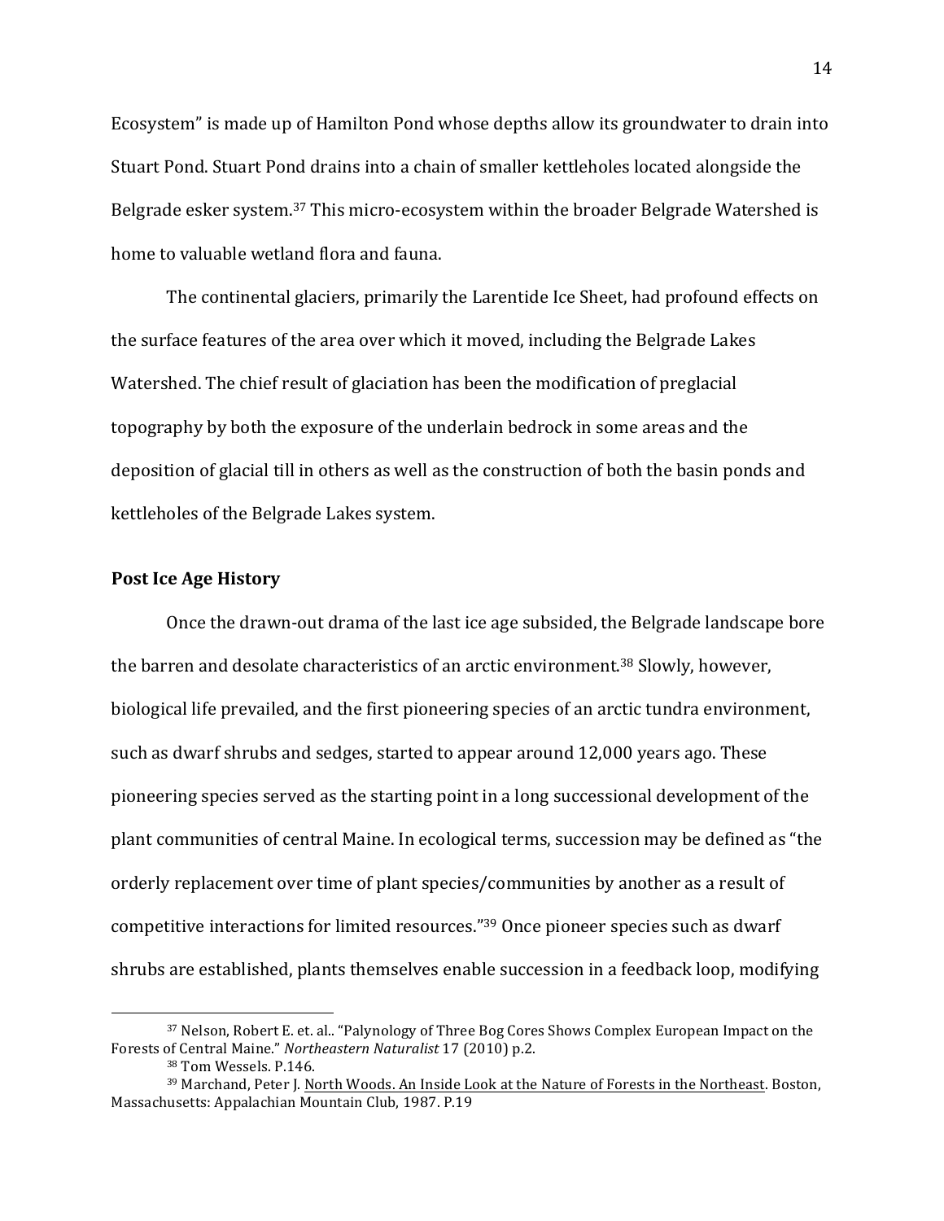Ecosystem" is made up of Hamilton Pond whose depths allow its groundwater to drain into Stuart Pond. Stuart Pond drains into a chain of smaller kettleholes located alongside the Belgrade esker system.[37] This micro-ecosystem within the broader Belgrade Watershed is home to valuable wetland flora and fauna.

The continental glaciers, primarily the Larentide Ice Sheet, had profound effects on the surface features of the area over which it moved, including the Belgrade Lakes Watershed. The chief result of glaciation has been the modification of preglacial topography by both the exposure of the underlain bedrock in some areas and the deposition of glacial till in others as well as the construction of both the basin ponds and kettleholes of the Belgrade Lakes system.

### Post Ice Age History

Once the drawn-out drama of the last ice age subsided, the Belgrade landscape bore the barren and desolate characteristics of an arctic environment.[38] Slowly, however, biological life prevailed, and the first pioneering species of an arctic tundra environment, such as dwarf shrubs and sedges, started to appear around 12,000 years ago. These pioneering species served as the starting point in a long successional development of the plant communities of central Maine. In ecological terms, succession may be defined as "the orderly replacement over time of plant species/communities by another as a result of competitive interactions for limited resources."[39] Once pioneer species such as dwarf shrubs are established, plants themselves enable succession in a feedback loop, modifying

---

[37] Nelson, Robert E. et. al.. "Palynology of Three Bog Cores Shows Complex European Impact on the Forests of Central Maine." *Northeastern Naturalist* 17 (2010) p.2.

[38] Tom Wessels. P.146.

[39] Marchand, Peter J. North Woods. An Inside Look at the Nature of Forests in the Northeast. Boston, Massachusetts: Appalachian Mountain Club, 1987. P.19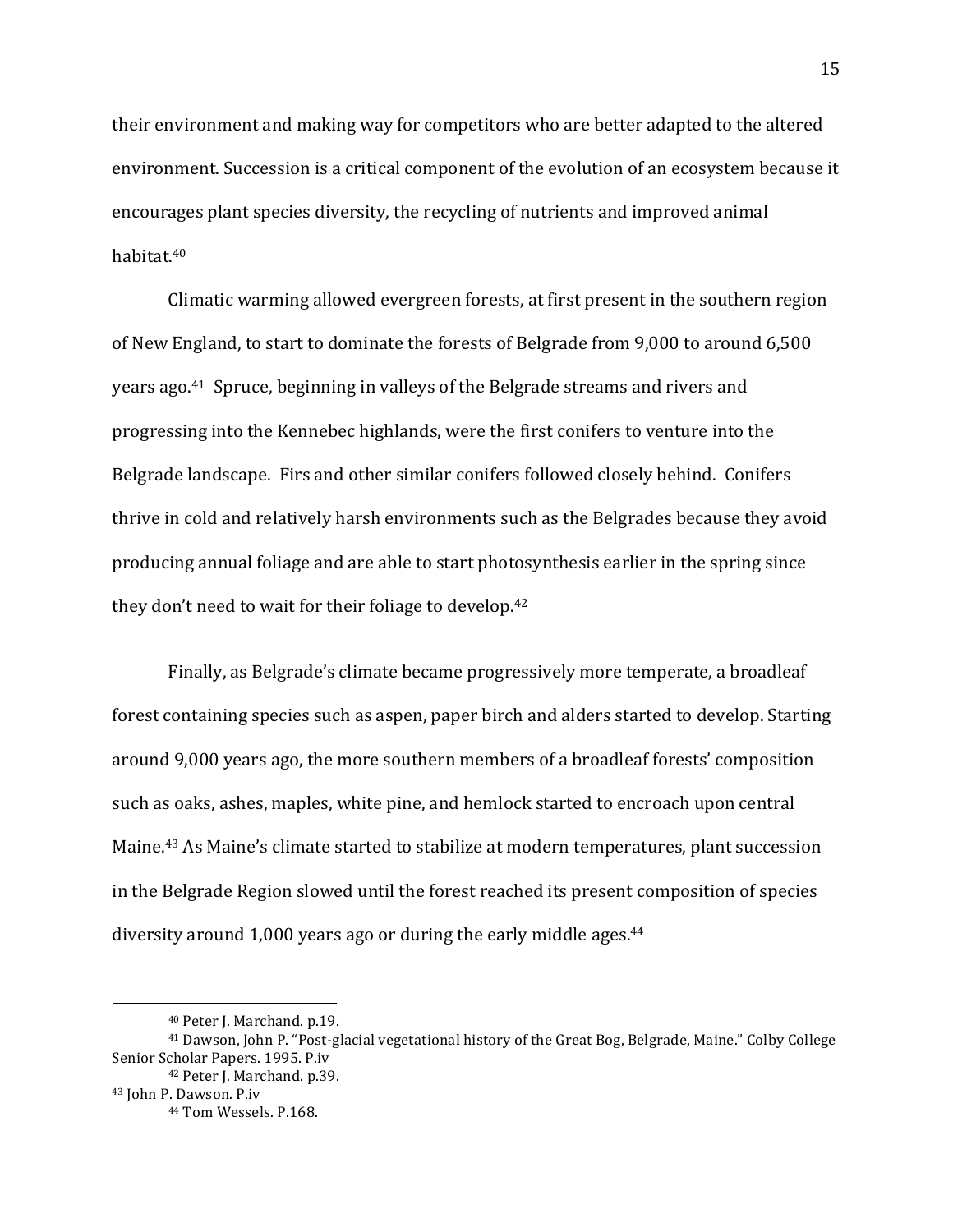their environment and making way for competitors who are better adapted to the altered environment. Succession is a critical component of the evolution of an ecosystem because it encourages plant species diversity, the recycling of nutrients and improved animal habitat.[40]

Climatic warming allowed evergreen forests, at first present in the southern region of New England, to start to dominate the forests of Belgrade from 9,000 to around 6,500 years ago.[41] Spruce, beginning in valleys of the Belgrade streams and rivers and progressing into the Kennebec highlands, were the first conifers to venture into the Belgrade landscape. Firs and other similar conifers followed closely behind. Conifers thrive in cold and relatively harsh environments such as the Belgrades because they avoid producing annual foliage and are able to start photosynthesis earlier in the spring since they don't need to wait for their foliage to develop.[42]

Finally, as Belgrade's climate became progressively more temperate, a broadleaf forest containing species such as aspen, paper birch and alders started to develop. Starting around 9,000 years ago, the more southern members of a broadleaf forests' composition such as oaks, ashes, maples, white pine, and hemlock started to encroach upon central Maine.[43] As Maine's climate started to stabilize at modern temperatures, plant succession in the Belgrade Region slowed until the forest reached its present composition of species diversity around 1,000 years ago or during the early middle ages.[44]

---

[40] Peter J. Marchand. p.19.

[41] Dawson, John P. "Post-glacial vegetational history of the Great Bog, Belgrade, Maine." Colby College Senior Scholar Papers. 1995. P.iv

[42] Peter J. Marchand. p.39.

[43] John P. Dawson. P.iv

[44] Tom Wessels. P.168.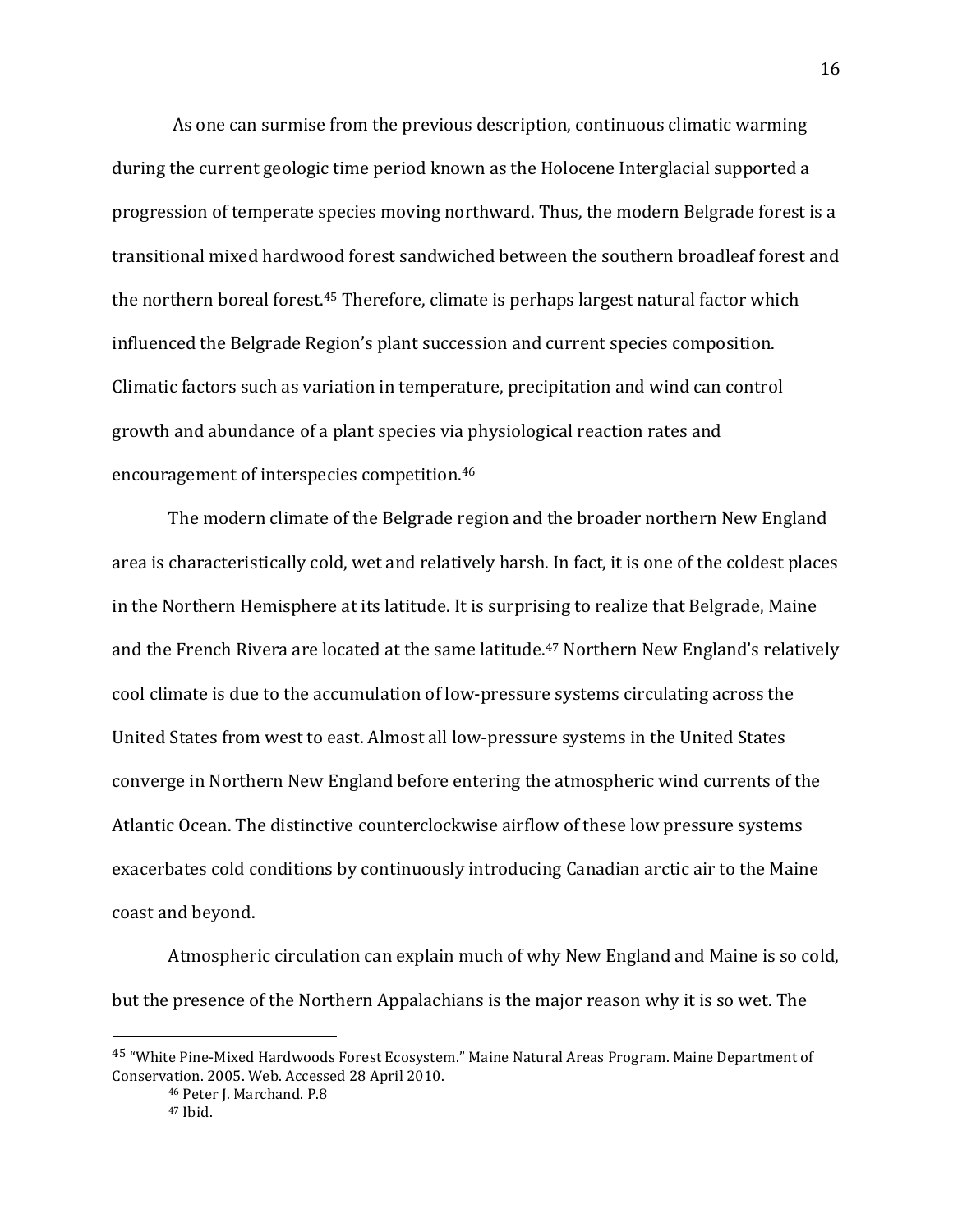As one can surmise from the previous description, continuous climatic warming during the current geologic time period known as the Holocene Interglacial supported a progression of temperate species moving northward. Thus, the modern Belgrade forest is a transitional mixed hardwood forest sandwiched between the southern broadleaf forest and the northern boreal forest.[45] Therefore, climate is perhaps largest natural factor which influenced the Belgrade Region's plant succession and current species composition. Climatic factors such as variation in temperature, precipitation and wind can control growth and abundance of a plant species via physiological reaction rates and encouragement of interspecies competition.[46]

The modern climate of the Belgrade region and the broader northern New England area is characteristically cold, wet and relatively harsh. In fact, it is one of the coldest places in the Northern Hemisphere at its latitude. It is surprising to realize that Belgrade, Maine and the French Rivera are located at the same latitude.[47] Northern New England's relatively cool climate is due to the accumulation of low-pressure systems circulating across the United States from west to east. Almost all low-pressure systems in the United States converge in Northern New England before entering the atmospheric wind currents of the Atlantic Ocean. The distinctive counterclockwise airflow of these low pressure systems exacerbates cold conditions by continuously introducing Canadian arctic air to the Maine coast and beyond.

Atmospheric circulation can explain much of why New England and Maine is so cold, but the presence of the Northern Appalachians is the major reason why it is so wet. The

---

[45] "White Pine-Mixed Hardwoods Forest Ecosystem." Maine Natural Areas Program. Maine Department of Conservation. 2005. Web. Accessed 28 April 2010.

[46] Peter J. Marchand. P.8

[47] Ibid.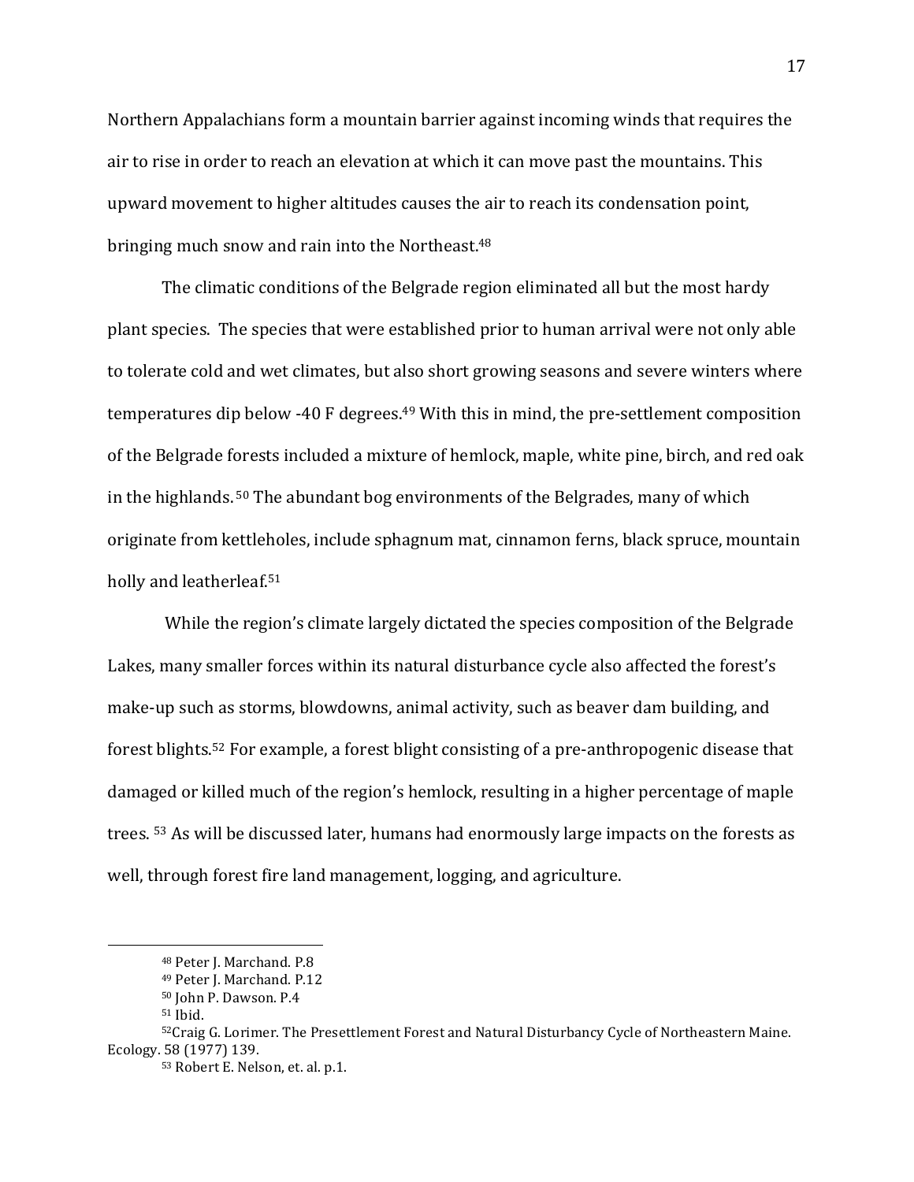Northern Appalachians form a mountain barrier against incoming winds that requires the air to rise in order to reach an elevation at which it can move past the mountains. This upward movement to higher altitudes causes the air to reach its condensation point, bringing much snow and rain into the Northeast.[48]

The climatic conditions of the Belgrade region eliminated all but the most hardy plant species. The species that were established prior to human arrival were not only able to tolerate cold and wet climates, but also short growing seasons and severe winters where temperatures dip below -40 F degrees.[49] With this in mind, the pre-settlement composition of the Belgrade forests included a mixture of hemlock, maple, white pine, birch, and red oak in the highlands.[50] The abundant bog environments of the Belgrades, many of which originate from kettleholes, include sphagnum mat, cinnamon ferns, black spruce, mountain holly and leatherleaf.[51]

While the region's climate largely dictated the species composition of the Belgrade Lakes, many smaller forces within its natural disturbance cycle also affected the forest's make-up such as storms, blowdowns, animal activity, such as beaver dam building, and forest blights.[52] For example, a forest blight consisting of a pre-anthropogenic disease that damaged or killed much of the region's hemlock, resulting in a higher percentage of maple trees.[53] As will be discussed later, humans had enormously large impacts on the forests as well, through forest fire land management, logging, and agriculture.

---

[48] Peter J. Marchand. P.8

[49] Peter J. Marchand. P.12

[50] John P. Dawson. P.4

[51] Ibid.

[52] Craig G. Lorimer. The Presettlement Forest and Natural Disturbancy Cycle of Northeastern Maine. Ecology. 58 (1977) 139.

[53] Robert E. Nelson, et. al. p.1.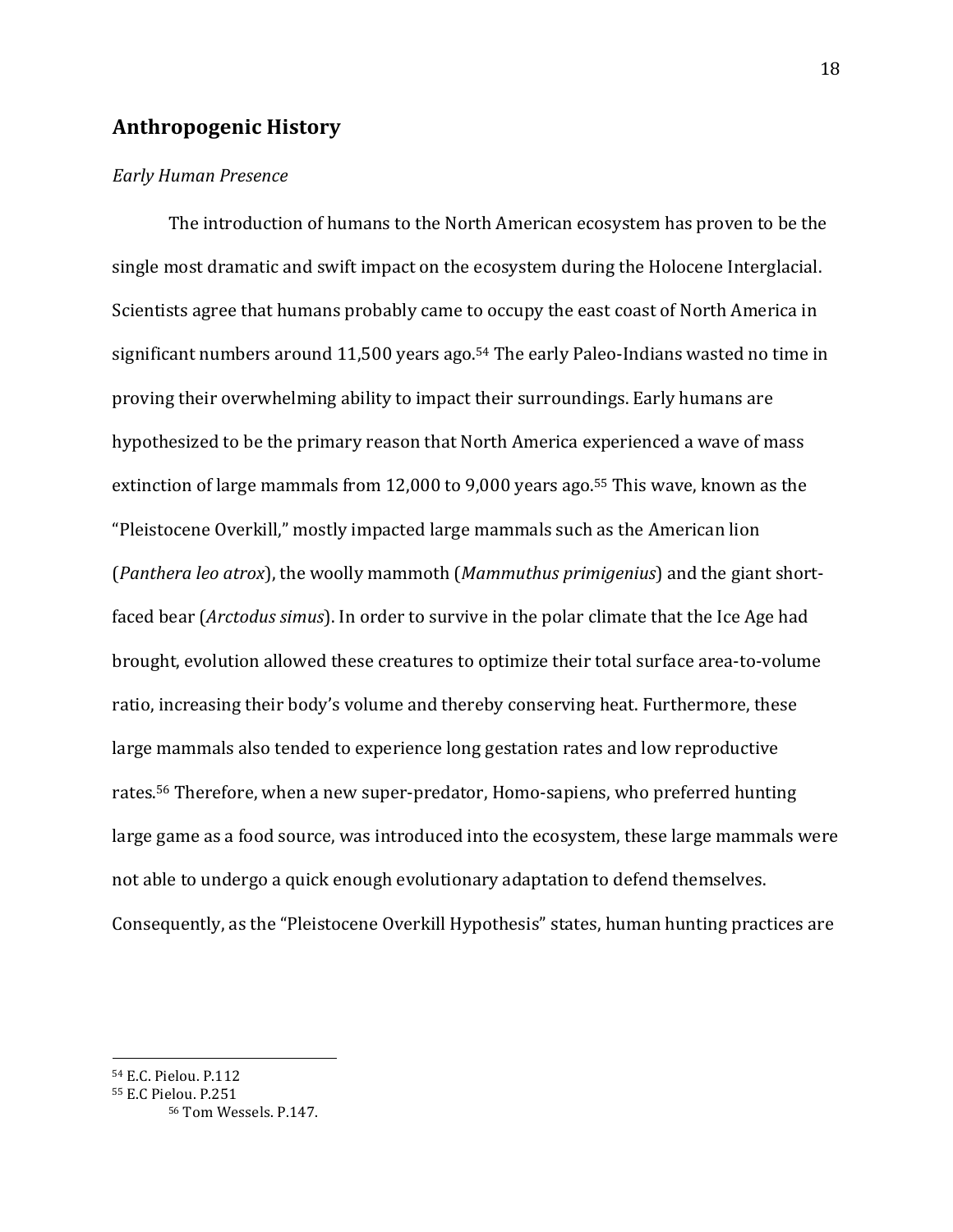## Anthropogenic History

*Early Human Presence*

The introduction of humans to the North American ecosystem has proven to be the single most dramatic and swift impact on the ecosystem during the Holocene Interglacial. Scientists agree that humans probably came to occupy the east coast of North America in significant numbers around 11,500 years ago.[54] The early Paleo-Indians wasted no time in proving their overwhelming ability to impact their surroundings. Early humans are hypothesized to be the primary reason that North America experienced a wave of mass extinction of large mammals from 12,000 to 9,000 years ago.[55] This wave, known as the "Pleistocene Overkill," mostly impacted large mammals such as the American lion (*Panthera leo atrox*), the woolly mammoth (*Mammuthus primigenius*) and the giant short-faced bear (*Arctodus simus*). In order to survive in the polar climate that the Ice Age had brought, evolution allowed these creatures to optimize their total surface area-to-volume ratio, increasing their body's volume and thereby conserving heat. Furthermore, these large mammals also tended to experience long gestation rates and low reproductive rates.[56] Therefore, when a new super-predator, Homo-sapiens, who preferred hunting large game as a food source, was introduced into the ecosystem, these large mammals were not able to undergo a quick enough evolutionary adaptation to defend themselves. Consequently, as the "Pleistocene Overkill Hypothesis" states, human hunting practices are

---

[54] E.C. Pielou. P.112

[55] E.C Pielou. P.251

[56] Tom Wessels. P.147.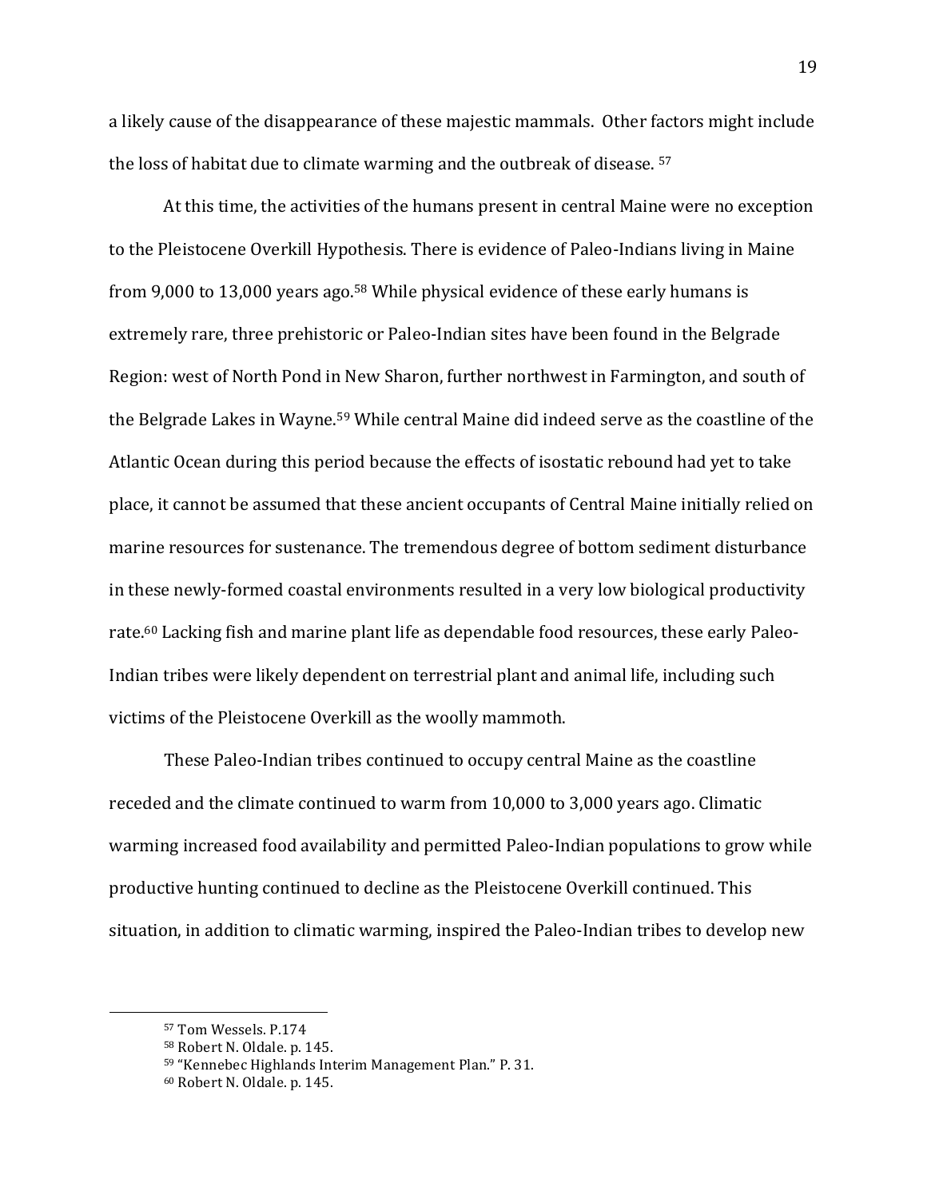a likely cause of the disappearance of these majestic mammals. Other factors might include the loss of habitat due to climate warming and the outbreak of disease. [57]

At this time, the activities of the humans present in central Maine were no exception to the Pleistocene Overkill Hypothesis. There is evidence of Paleo-Indians living in Maine from 9,000 to 13,000 years ago.[58] While physical evidence of these early humans is extremely rare, three prehistoric or Paleo-Indian sites have been found in the Belgrade Region: west of North Pond in New Sharon, further northwest in Farmington, and south of the Belgrade Lakes in Wayne.[59] While central Maine did indeed serve as the coastline of the Atlantic Ocean during this period because the effects of isostatic rebound had yet to take place, it cannot be assumed that these ancient occupants of Central Maine initially relied on marine resources for sustenance. The tremendous degree of bottom sediment disturbance in these newly-formed coastal environments resulted in a very low biological productivity rate.[60] Lacking fish and marine plant life as dependable food resources, these early Paleo-Indian tribes were likely dependent on terrestrial plant and animal life, including such victims of the Pleistocene Overkill as the woolly mammoth.

These Paleo-Indian tribes continued to occupy central Maine as the coastline receded and the climate continued to warm from 10,000 to 3,000 years ago. Climatic warming increased food availability and permitted Paleo-Indian populations to grow while productive hunting continued to decline as the Pleistocene Overkill continued. This situation, in addition to climatic warming, inspired the Paleo-Indian tribes to develop new

---

[57] Tom Wessels. P.174

[58] Robert N. Oldale. p. 145.

[59] "Kennebec Highlands Interim Management Plan." P. 31.

[60] Robert N. Oldale. p. 145.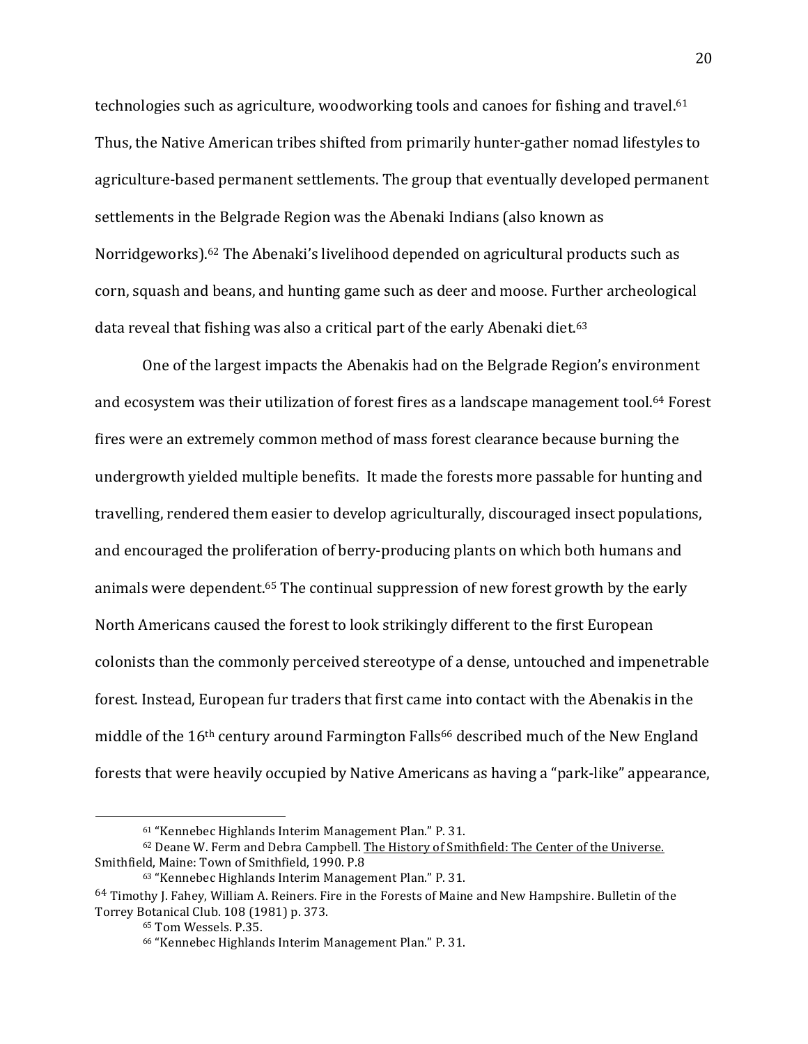technologies such as agriculture, woodworking tools and canoes for fishing and travel.[61] Thus, the Native American tribes shifted from primarily hunter-gather nomad lifestyles to agriculture-based permanent settlements. The group that eventually developed permanent settlements in the Belgrade Region was the Abenaki Indians (also known as Norridgeworks).[62] The Abenaki's livelihood depended on agricultural products such as corn, squash and beans, and hunting game such as deer and moose. Further archeological data reveal that fishing was also a critical part of the early Abenaki diet.[63]

One of the largest impacts the Abenakis had on the Belgrade Region's environment and ecosystem was their utilization of forest fires as a landscape management tool.[64] Forest fires were an extremely common method of mass forest clearance because burning the undergrowth yielded multiple benefits. It made the forests more passable for hunting and travelling, rendered them easier to develop agriculturally, discouraged insect populations, and encouraged the proliferation of berry-producing plants on which both humans and animals were dependent.[65] The continual suppression of new forest growth by the early North Americans caused the forest to look strikingly different to the first European colonists than the commonly perceived stereotype of a dense, untouched and impenetrable forest. Instead, European fur traders that first came into contact with the Abenakis in the middle of the 16th century around Farmington Falls[66] described much of the New England forests that were heavily occupied by Native Americans as having a "park-like" appearance,

---

[61] "Kennebec Highlands Interim Management Plan." P. 31.

[62] Deane W. Ferm and Debra Campbell. The History of Smithfield: The Center of the Universe. Smithfield, Maine: Town of Smithfield, 1990. P.8

[63] "Kennebec Highlands Interim Management Plan." P. 31.

[64] Timothy J. Fahey, William A. Reiners. Fire in the Forests of Maine and New Hampshire. Bulletin of the Torrey Botanical Club. 108 (1981) p. 373.

[65] Tom Wessels. P.35.

[66] "Kennebec Highlands Interim Management Plan." P. 31.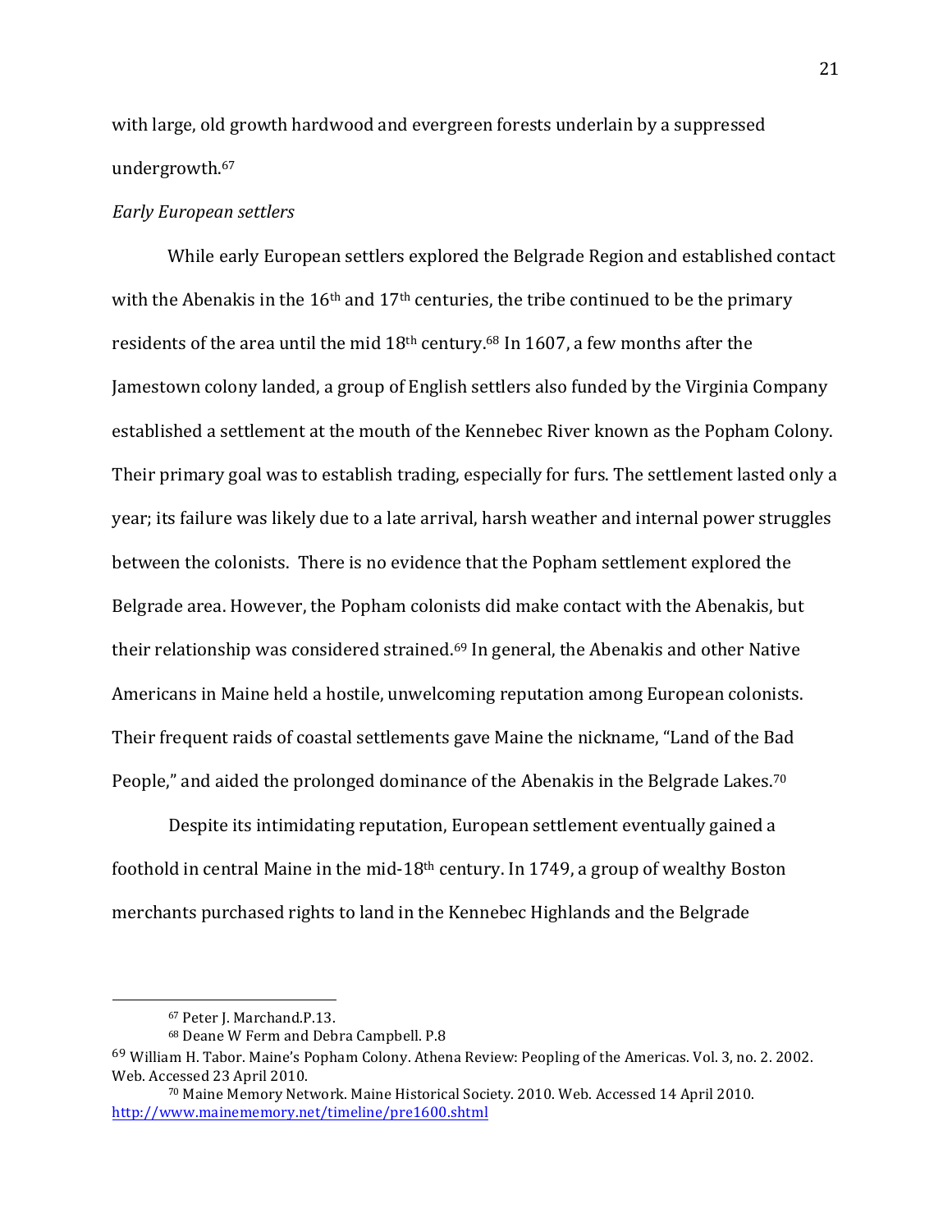with large, old growth hardwood and evergreen forests underlain by a suppressed undergrowth.[67]

*Early European settlers*

While early European settlers explored the Belgrade Region and established contact with the Abenakis in the 16th and 17th centuries, the tribe continued to be the primary residents of the area until the mid 18th century.[68] In 1607, a few months after the Jamestown colony landed, a group of English settlers also funded by the Virginia Company established a settlement at the mouth of the Kennebec River known as the Popham Colony. Their primary goal was to establish trading, especially for furs. The settlement lasted only a year; its failure was likely due to a late arrival, harsh weather and internal power struggles between the colonists. There is no evidence that the Popham settlement explored the Belgrade area. However, the Popham colonists did make contact with the Abenakis, but their relationship was considered strained.[69] In general, the Abenakis and other Native Americans in Maine held a hostile, unwelcoming reputation among European colonists. Their frequent raids of coastal settlements gave Maine the nickname, "Land of the Bad People," and aided the prolonged dominance of the Abenakis in the Belgrade Lakes.[70]

Despite its intimidating reputation, European settlement eventually gained a foothold in central Maine in the mid-18th century. In 1749, a group of wealthy Boston merchants purchased rights to land in the Kennebec Highlands and the Belgrade

---

[67] Peter J. Marchand.P.13.

[68] Deane W Ferm and Debra Campbell. P.8

[69] William H. Tabor. Maine's Popham Colony. Athena Review: Peopling of the Americas. Vol. 3, no. 2. 2002. Web. Accessed 23 April 2010.

[70] Maine Memory Network. Maine Historical Society. 2010. Web. Accessed 14 April 2010. http://www.mainememory.net/timeline/pre1600.shtml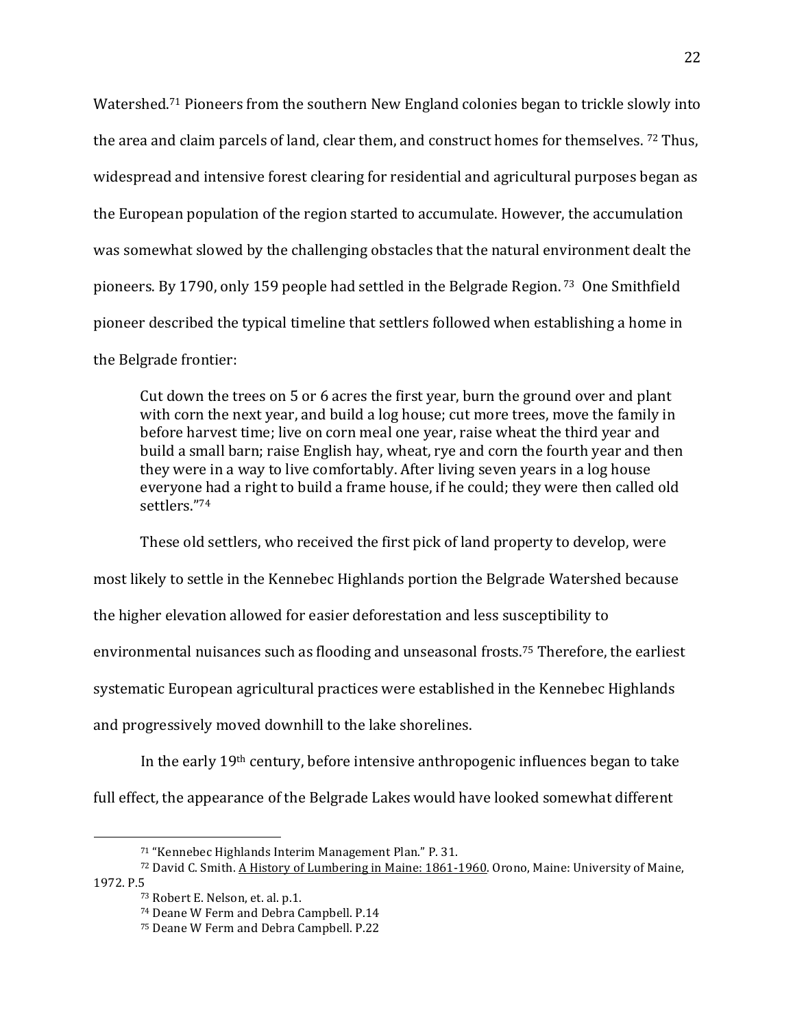Watershed.[71] Pioneers from the southern New England colonies began to trickle slowly into the area and claim parcels of land, clear them, and construct homes for themselves. [72] Thus, widespread and intensive forest clearing for residential and agricultural purposes began as the European population of the region started to accumulate. However, the accumulation was somewhat slowed by the challenging obstacles that the natural environment dealt the pioneers. By 1790, only 159 people had settled in the Belgrade Region. [73] One Smithfield pioneer described the typical timeline that settlers followed when establishing a home in the Belgrade frontier:

> Cut down the trees on 5 or 6 acres the first year, burn the ground over and plant with corn the next year, and build a log house; cut more trees, move the family in before harvest time; live on corn meal one year, raise wheat the third year and build a small barn; raise English hay, wheat, rye and corn the fourth year and then they were in a way to live comfortably. After living seven years in a log house everyone had a right to build a frame house, if he could; they were then called old settlers."[74]

These old settlers, who received the first pick of land property to develop, were most likely to settle in the Kennebec Highlands portion the Belgrade Watershed because the higher elevation allowed for easier deforestation and less susceptibility to environmental nuisances such as flooding and unseasonal frosts.[75] Therefore, the earliest systematic European agricultural practices were established in the Kennebec Highlands and progressively moved downhill to the lake shorelines.

In the early 19th century, before intensive anthropogenic influences began to take full effect, the appearance of the Belgrade Lakes would have looked somewhat different

---

[71] "Kennebec Highlands Interim Management Plan." P. 31.

[72] David C. Smith. A History of Lumbering in Maine: 1861-1960. Orono, Maine: University of Maine, 1972. P.5

[73] Robert E. Nelson, et. al. p.1.

[74] Deane W Ferm and Debra Campbell. P.14

[75] Deane W Ferm and Debra Campbell. P.22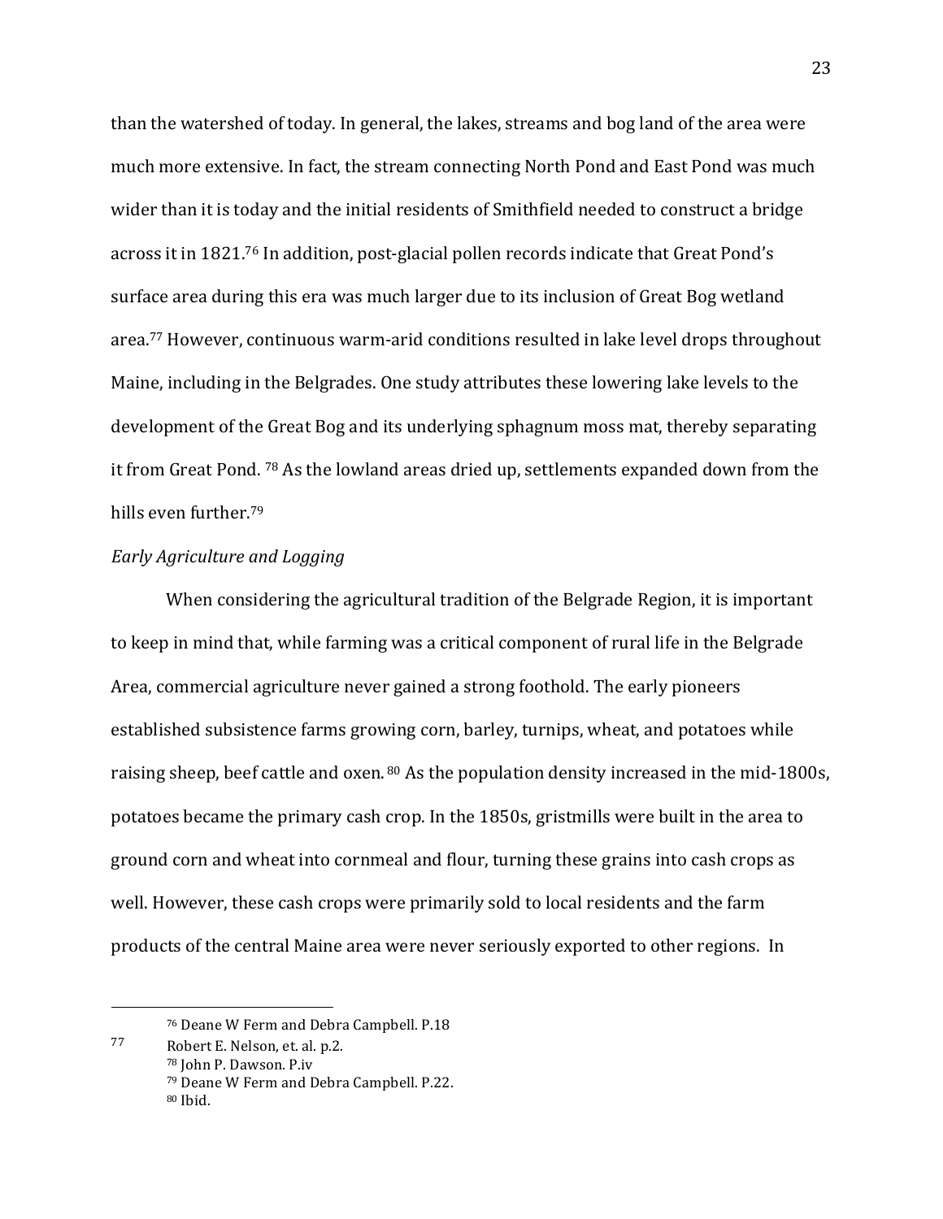than the watershed of today. In general, the lakes, streams and bog land of the area were much more extensive. In fact, the stream connecting North Pond and East Pond was much wider than it is today and the initial residents of Smithfield needed to construct a bridge across it in 1821.[76] In addition, post-glacial pollen records indicate that Great Pond's surface area during this era was much larger due to its inclusion of Great Bog wetland area.[77] However, continuous warm-arid conditions resulted in lake level drops throughout Maine, including in the Belgrades. One study attributes these lowering lake levels to the development of the Great Bog and its underlying sphagnum moss mat, thereby separating it from Great Pond. [78] As the lowland areas dried up, settlements expanded down from the hills even further.[79]

*Early Agriculture and Logging*

When considering the agricultural tradition of the Belgrade Region, it is important to keep in mind that, while farming was a critical component of rural life in the Belgrade Area, commercial agriculture never gained a strong foothold. The early pioneers established subsistence farms growing corn, barley, turnips, wheat, and potatoes while raising sheep, beef cattle and oxen. [80] As the population density increased in the mid-1800s, potatoes became the primary cash crop. In the 1850s, gristmills were built in the area to ground corn and wheat into cornmeal and flour, turning these grains into cash crops as well. However, these cash crops were primarily sold to local residents and the farm products of the central Maine area were never seriously exported to other regions. In

---

[76] Deane W Ferm and Debra Campbell. P.18

[77] Robert E. Nelson, et. al. p.2.

[78] John P. Dawson. P.iv

[79] Deane W Ferm and Debra Campbell. P.22.

[80] Ibid.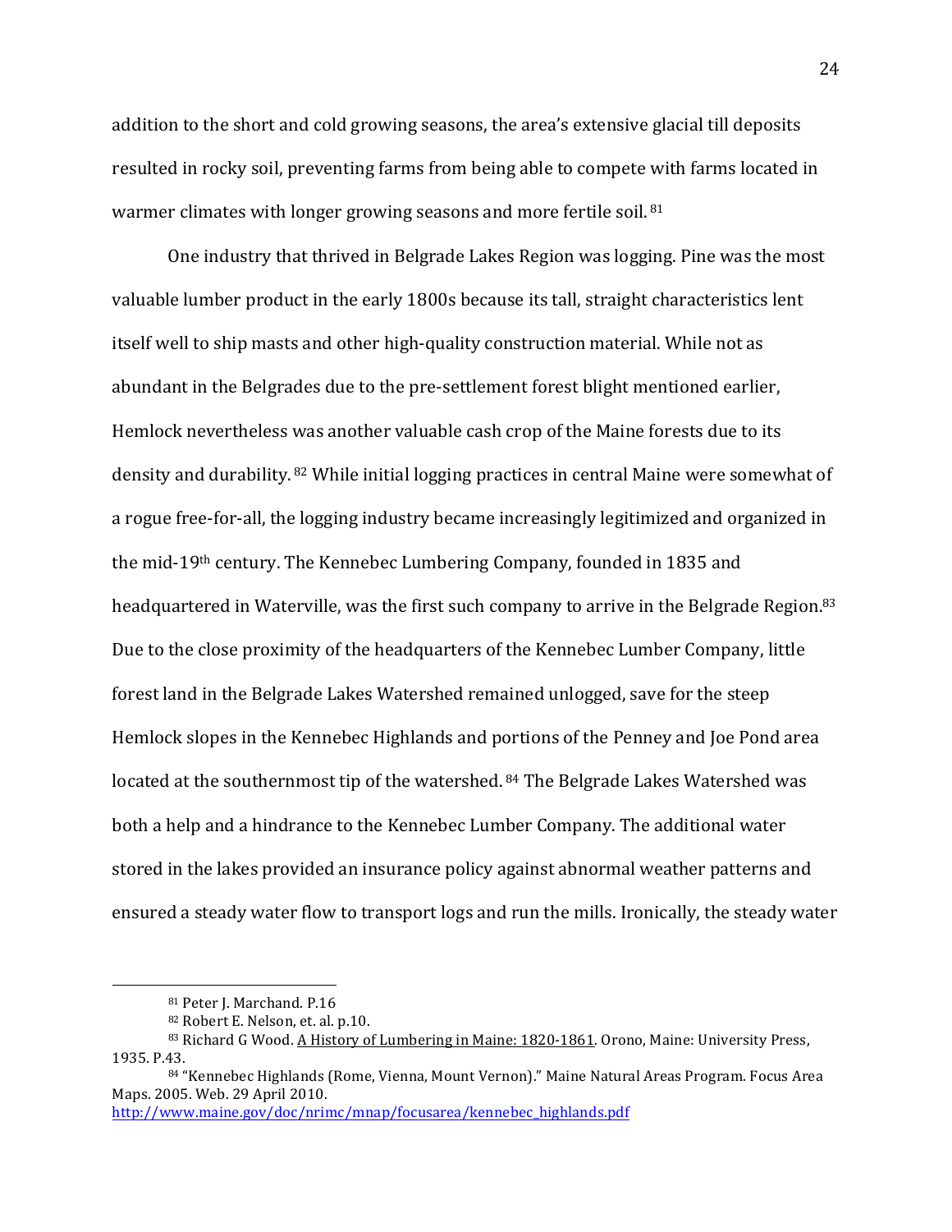addition to the short and cold growing seasons, the area's extensive glacial till deposits resulted in rocky soil, preventing farms from being able to compete with farms located in warmer climates with longer growing seasons and more fertile soil. [81]

One industry that thrived in Belgrade Lakes Region was logging. Pine was the most valuable lumber product in the early 1800s because its tall, straight characteristics lent itself well to ship masts and other high-quality construction material. While not as abundant in the Belgrades due to the pre-settlement forest blight mentioned earlier, Hemlock nevertheless was another valuable cash crop of the Maine forests due to its density and durability. [82] While initial logging practices in central Maine were somewhat of a rogue free-for-all, the logging industry became increasingly legitimized and organized in the mid-19th century. The Kennebec Lumbering Company, founded in 1835 and headquartered in Waterville, was the first such company to arrive in the Belgrade Region.[83] Due to the close proximity of the headquarters of the Kennebec Lumber Company, little forest land in the Belgrade Lakes Watershed remained unlogged, save for the steep Hemlock slopes in the Kennebec Highlands and portions of the Penney and Joe Pond area located at the southernmost tip of the watershed. [84] The Belgrade Lakes Watershed was both a help and a hindrance to the Kennebec Lumber Company. The additional water stored in the lakes provided an insurance policy against abnormal weather patterns and ensured a steady water flow to transport logs and run the mills. Ironically, the steady water

---

[81] Peter J. Marchand. P.16

[82] Robert E. Nelson, et. al. p.10.

[83] Richard G Wood. A History of Lumbering in Maine: 1820-1861. Orono, Maine: University Press, 1935. P.43.

[84] "Kennebec Highlands (Rome, Vienna, Mount Vernon)." Maine Natural Areas Program. Focus Area Maps. 2005. Web. 29 April 2010. http://www.maine.gov/doc/nrimc/mnap/focusarea/kennebec_highlands.pdf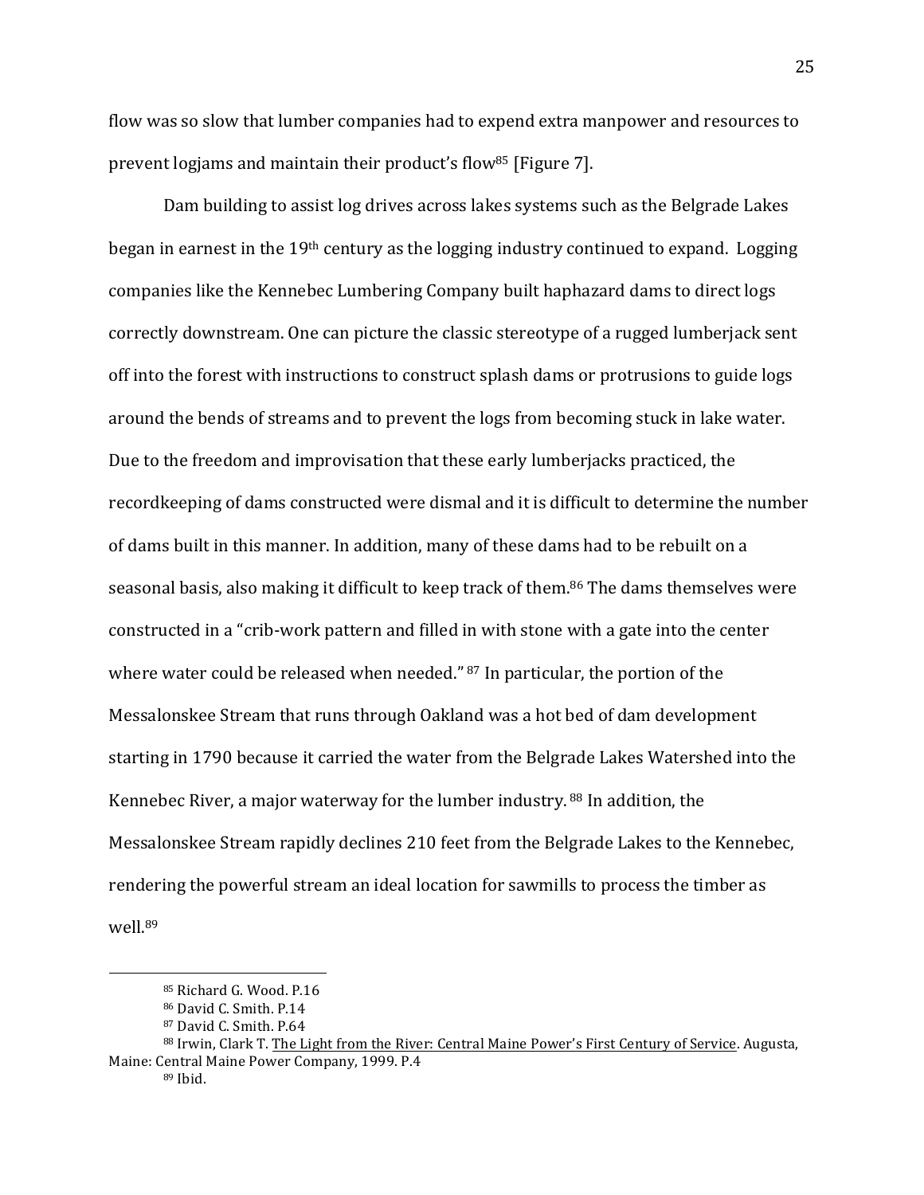flow was so slow that lumber companies had to expend extra manpower and resources to prevent logjams and maintain their product's flow[85] [Figure 7].

Dam building to assist log drives across lakes systems such as the Belgrade Lakes began in earnest in the 19th century as the logging industry continued to expand. Logging companies like the Kennebec Lumbering Company built haphazard dams to direct logs correctly downstream. One can picture the classic stereotype of a rugged lumberjack sent off into the forest with instructions to construct splash dams or protrusions to guide logs around the bends of streams and to prevent the logs from becoming stuck in lake water. Due to the freedom and improvisation that these early lumberjacks practiced, the recordkeeping of dams constructed were dismal and it is difficult to determine the number of dams built in this manner. In addition, many of these dams had to be rebuilt on a seasonal basis, also making it difficult to keep track of them.[86] The dams themselves were constructed in a "crib-work pattern and filled in with stone with a gate into the center where water could be released when needed." [87] In particular, the portion of the Messalonskee Stream that runs through Oakland was a hot bed of dam development starting in 1790 because it carried the water from the Belgrade Lakes Watershed into the Kennebec River, a major waterway for the lumber industry. [88] In addition, the Messalonskee Stream rapidly declines 210 feet from the Belgrade Lakes to the Kennebec, rendering the powerful stream an ideal location for sawmills to process the timber as well.[89]

---

[85] Richard G. Wood. P.16

[86] David C. Smith. P.14

[87] David C. Smith. P.64

[88] Irwin, Clark T. The Light from the River: Central Maine Power's First Century of Service. Augusta, Maine: Central Maine Power Company, 1999. P.4

[89] Ibid.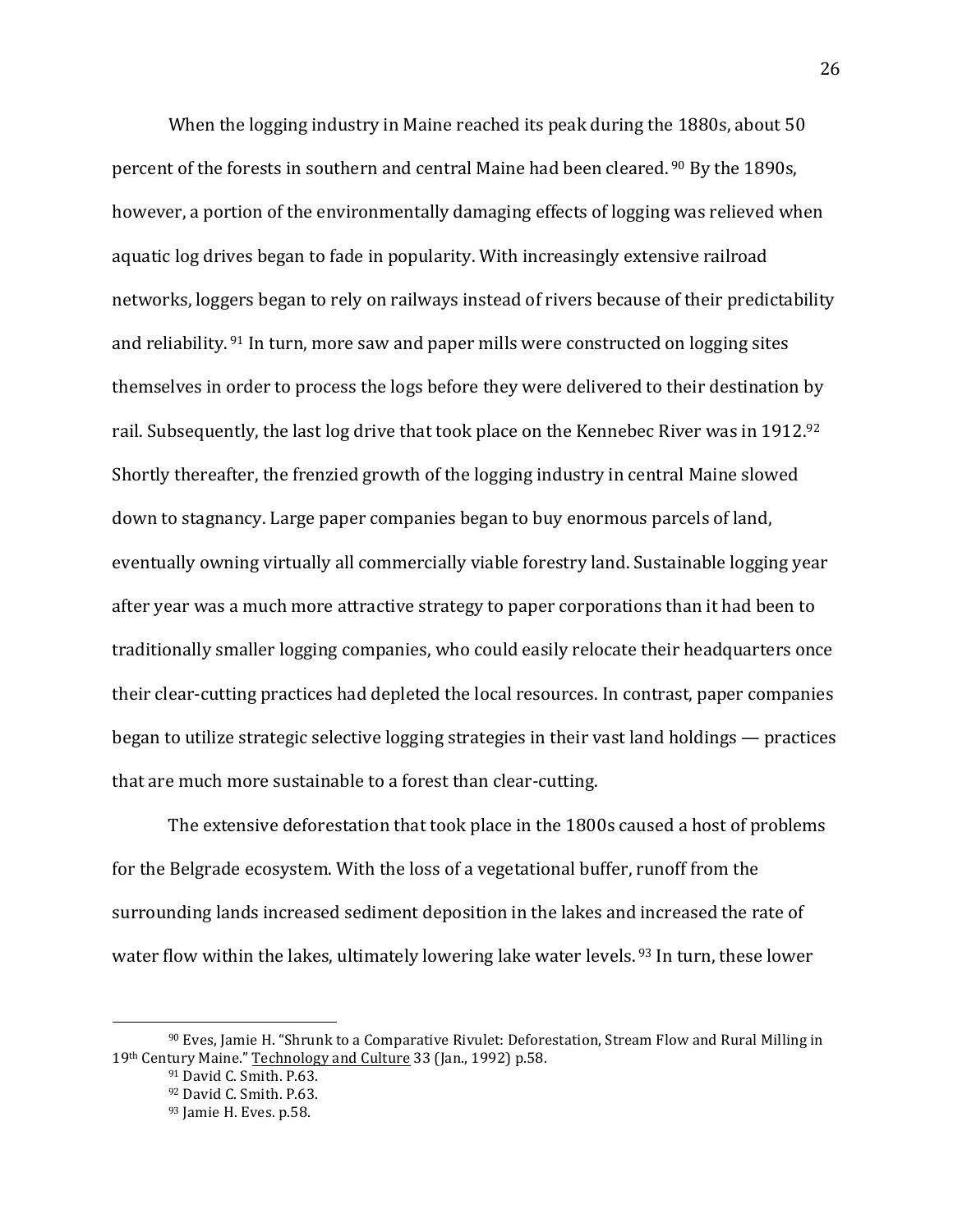When the logging industry in Maine reached its peak during the 1880s, about 50 percent of the forests in southern and central Maine had been cleared.[90] By the 1890s, however, a portion of the environmentally damaging effects of logging was relieved when aquatic log drives began to fade in popularity. With increasingly extensive railroad networks, loggers began to rely on railways instead of rivers because of their predictability and reliability.[91] In turn, more saw and paper mills were constructed on logging sites themselves in order to process the logs before they were delivered to their destination by rail. Subsequently, the last log drive that took place on the Kennebec River was in 1912.[92] Shortly thereafter, the frenzied growth of the logging industry in central Maine slowed down to stagnancy. Large paper companies began to buy enormous parcels of land, eventually owning virtually all commercially viable forestry land. Sustainable logging year after year was a much more attractive strategy to paper corporations than it had been to traditionally smaller logging companies, who could easily relocate their headquarters once their clear-cutting practices had depleted the local resources. In contrast, paper companies began to utilize strategic selective logging strategies in their vast land holdings — practices that are much more sustainable to a forest than clear-cutting.

The extensive deforestation that took place in the 1800s caused a host of problems for the Belgrade ecosystem. With the loss of a vegetational buffer, runoff from the surrounding lands increased sediment deposition in the lakes and increased the rate of water flow within the lakes, ultimately lowering lake water levels.[93] In turn, these lower

---

[90] Eves, Jamie H. "Shrunk to a Comparative Rivulet: Deforestation, Stream Flow and Rural Milling in 19th Century Maine." Technology and Culture 33 (Jan., 1992) p.58.

[91] David C. Smith. P.63.

[92] David C. Smith. P.63.

[93] Jamie H. Eves. p.58.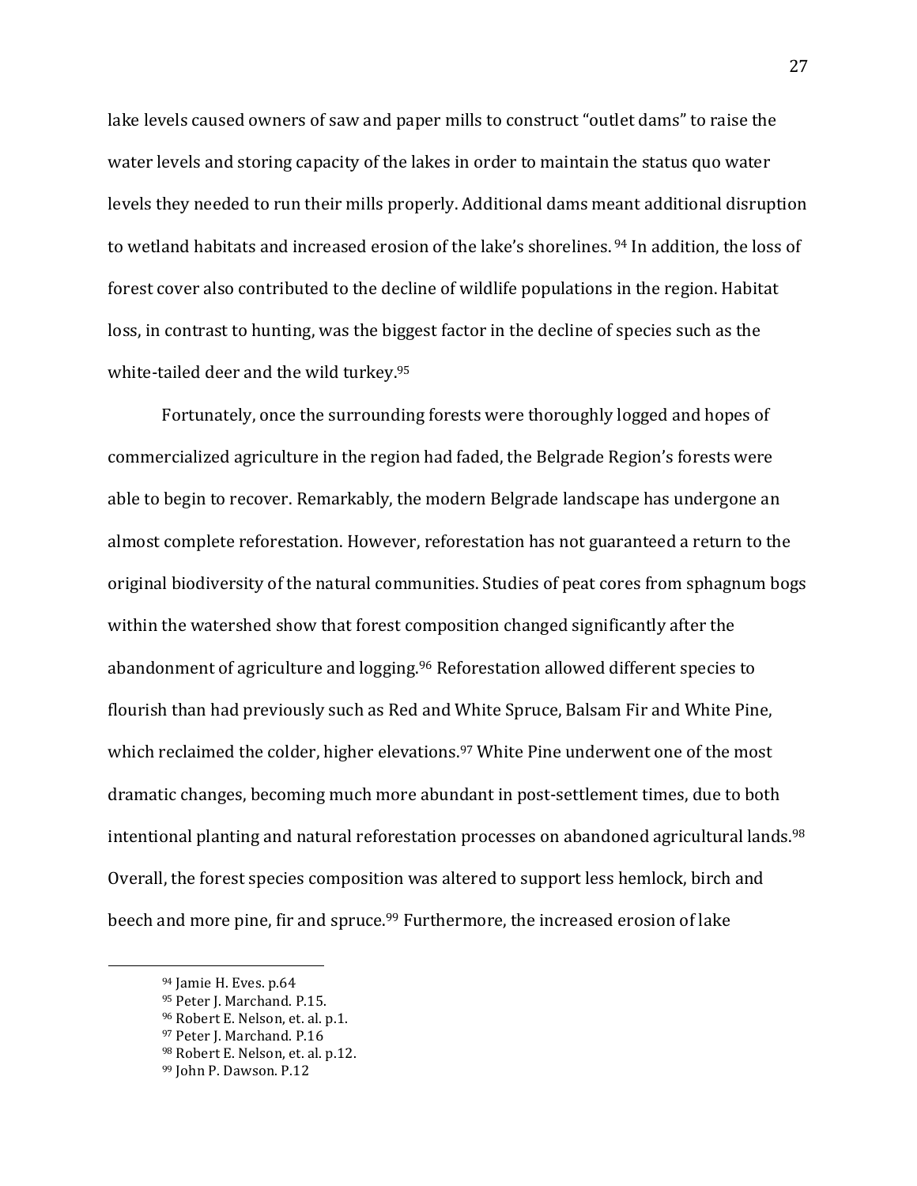lake levels caused owners of saw and paper mills to construct "outlet dams" to raise the water levels and storing capacity of the lakes in order to maintain the status quo water levels they needed to run their mills properly. Additional dams meant additional disruption to wetland habitats and increased erosion of the lake's shorelines. [94] In addition, the loss of forest cover also contributed to the decline of wildlife populations in the region. Habitat loss, in contrast to hunting, was the biggest factor in the decline of species such as the white-tailed deer and the wild turkey.[95]

Fortunately, once the surrounding forests were thoroughly logged and hopes of commercialized agriculture in the region had faded, the Belgrade Region's forests were able to begin to recover. Remarkably, the modern Belgrade landscape has undergone an almost complete reforestation. However, reforestation has not guaranteed a return to the original biodiversity of the natural communities. Studies of peat cores from sphagnum bogs within the watershed show that forest composition changed significantly after the abandonment of agriculture and logging.[96] Reforestation allowed different species to flourish than had previously such as Red and White Spruce, Balsam Fir and White Pine, which reclaimed the colder, higher elevations.[97] White Pine underwent one of the most dramatic changes, becoming much more abundant in post-settlement times, due to both intentional planting and natural reforestation processes on abandoned agricultural lands.[98] Overall, the forest species composition was altered to support less hemlock, birch and beech and more pine, fir and spruce.[99] Furthermore, the increased erosion of lake

---

[94] Jamie H. Eves. p.64

[95] Peter J. Marchand. P.15.

[96] Robert E. Nelson, et. al. p.1.

[97] Peter J. Marchand. P.16

[98] Robert E. Nelson, et. al. p.12.

[99] John P. Dawson. P.12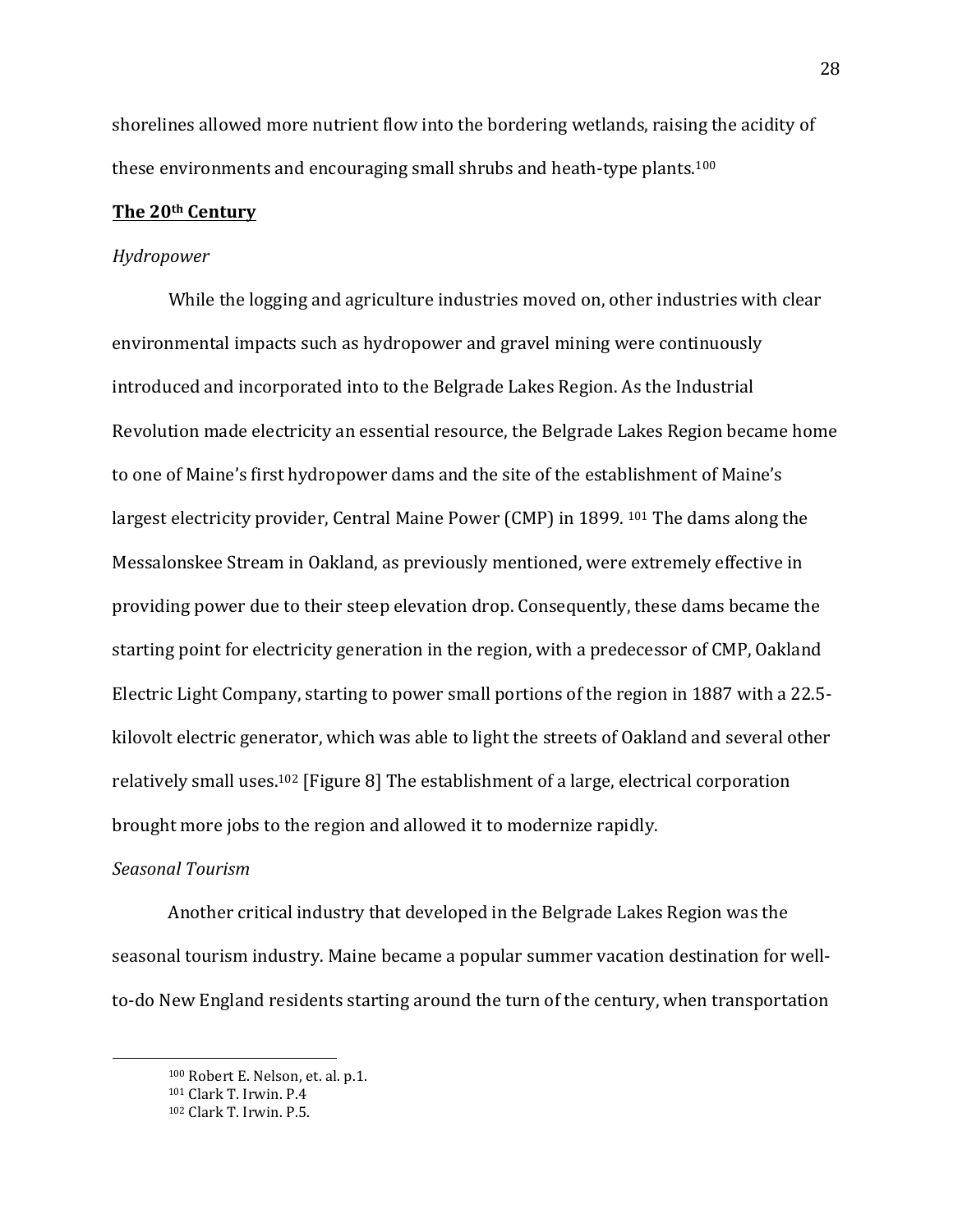shorelines allowed more nutrient flow into the bordering wetlands, raising the acidity of these environments and encouraging small shrubs and heath-type plants.[100]

## **The 20th Century**

### *Hydropower*

While the logging and agriculture industries moved on, other industries with clear environmental impacts such as hydropower and gravel mining were continuously introduced and incorporated into to the Belgrade Lakes Region. As the Industrial Revolution made electricity an essential resource, the Belgrade Lakes Region became home to one of Maine's first hydropower dams and the site of the establishment of Maine's largest electricity provider, Central Maine Power (CMP) in 1899. [101] The dams along the Messalonskee Stream in Oakland, as previously mentioned, were extremely effective in providing power due to their steep elevation drop. Consequently, these dams became the starting point for electricity generation in the region, with a predecessor of CMP, Oakland Electric Light Company, starting to power small portions of the region in 1887 with a 22.5-kilovolt electric generator, which was able to light the streets of Oakland and several other relatively small uses.[102] [Figure 8] The establishment of a large, electrical corporation brought more jobs to the region and allowed it to modernize rapidly.

### *Seasonal Tourism*

Another critical industry that developed in the Belgrade Lakes Region was the seasonal tourism industry. Maine became a popular summer vacation destination for well-to-do New England residents starting around the turn of the century, when transportation

[100] Robert E. Nelson, et. al. p.1.
[101] Clark T. Irwin. P.4
[102] Clark T. Irwin. P.5.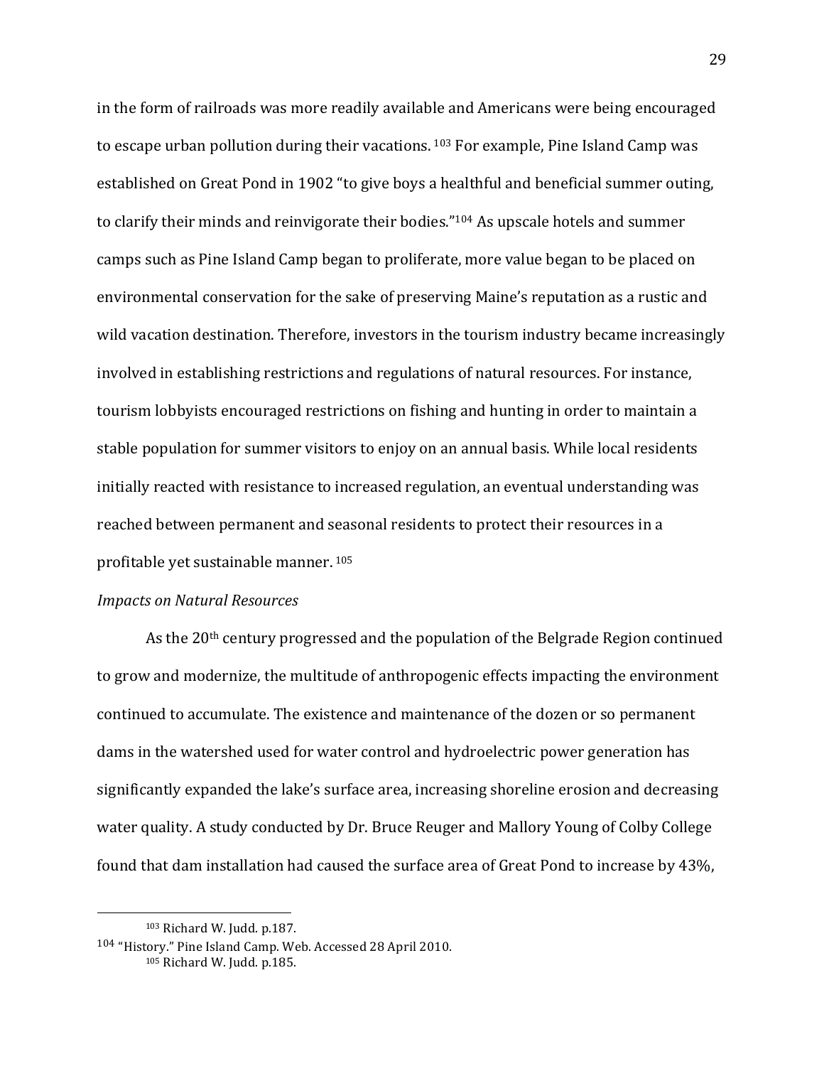in the form of railroads was more readily available and Americans were being encouraged to escape urban pollution during their vacations.[103] For example, Pine Island Camp was established on Great Pond in 1902 "to give boys a healthful and beneficial summer outing, to clarify their minds and reinvigorate their bodies."[104] As upscale hotels and summer camps such as Pine Island Camp began to proliferate, more value began to be placed on environmental conservation for the sake of preserving Maine's reputation as a rustic and wild vacation destination. Therefore, investors in the tourism industry became increasingly involved in establishing restrictions and regulations of natural resources. For instance, tourism lobbyists encouraged restrictions on fishing and hunting in order to maintain a stable population for summer visitors to enjoy on an annual basis. While local residents initially reacted with resistance to increased regulation, an eventual understanding was reached between permanent and seasonal residents to protect their resources in a profitable yet sustainable manner.[105]

*Impacts on Natural Resources*

As the 20th century progressed and the population of the Belgrade Region continued to grow and modernize, the multitude of anthropogenic effects impacting the environment continued to accumulate. The existence and maintenance of the dozen or so permanent dams in the watershed used for water control and hydroelectric power generation has significantly expanded the lake's surface area, increasing shoreline erosion and decreasing water quality. A study conducted by Dr. Bruce Reuger and Mallory Young of Colby College found that dam installation had caused the surface area of Great Pond to increase by 43%,

---

[103] Richard W. Judd. p.187.

[104] "History." Pine Island Camp. Web. Accessed 28 April 2010.

[105] Richard W. Judd. p.185.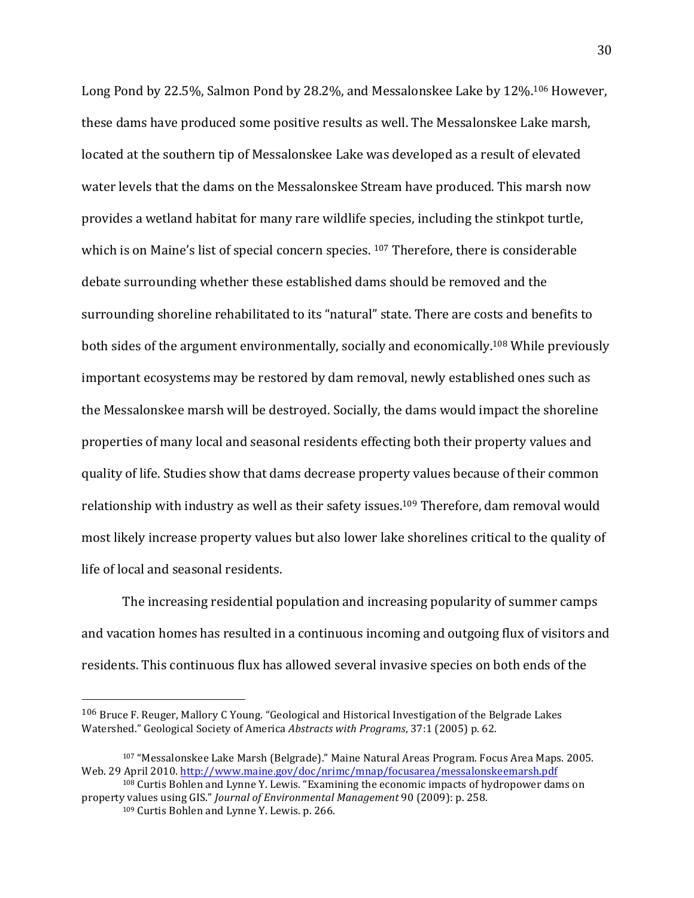Long Pond by 22.5%, Salmon Pond by 28.2%, and Messalonskee Lake by 12%.[106] However, these dams have produced some positive results as well. The Messalonskee Lake marsh, located at the southern tip of Messalonskee Lake was developed as a result of elevated water levels that the dams on the Messalonskee Stream have produced. This marsh now provides a wetland habitat for many rare wildlife species, including the stinkpot turtle, which is on Maine's list of special concern species. [107] Therefore, there is considerable debate surrounding whether these established dams should be removed and the surrounding shoreline rehabilitated to its "natural" state. There are costs and benefits to both sides of the argument environmentally, socially and economically.[108] While previously important ecosystems may be restored by dam removal, newly established ones such as the Messalonskee marsh will be destroyed. Socially, the dams would impact the shoreline properties of many local and seasonal residents effecting both their property values and quality of life. Studies show that dams decrease property values because of their common relationship with industry as well as their safety issues.[109] Therefore, dam removal would most likely increase property values but also lower lake shorelines critical to the quality of life of local and seasonal residents.

The increasing residential population and increasing popularity of summer camps and vacation homes has resulted in a continuous incoming and outgoing flux of visitors and residents. This continuous flux has allowed several invasive species on both ends of the

---

[106] Bruce F. Reuger, Mallory C Young. "Geological and Historical Investigation of the Belgrade Lakes Watershed." Geological Society of America *Abstracts with Programs*, 37:1 (2005) p. 62.

[107] "Messalonskee Lake Marsh (Belgrade)." Maine Natural Areas Program. Focus Area Maps. 2005. Web. 29 April 2010. http://www.maine.gov/doc/nrimc/mnap/focusarea/messalonskeemarsh.pdf

[108] Curtis Bohlen and Lynne Y. Lewis. "Examining the economic impacts of hydropower dams on property values using GIS." *Journal of Environmental Management* 90 (2009): p. 258.

[109] Curtis Bohlen and Lynne Y. Lewis. p. 266.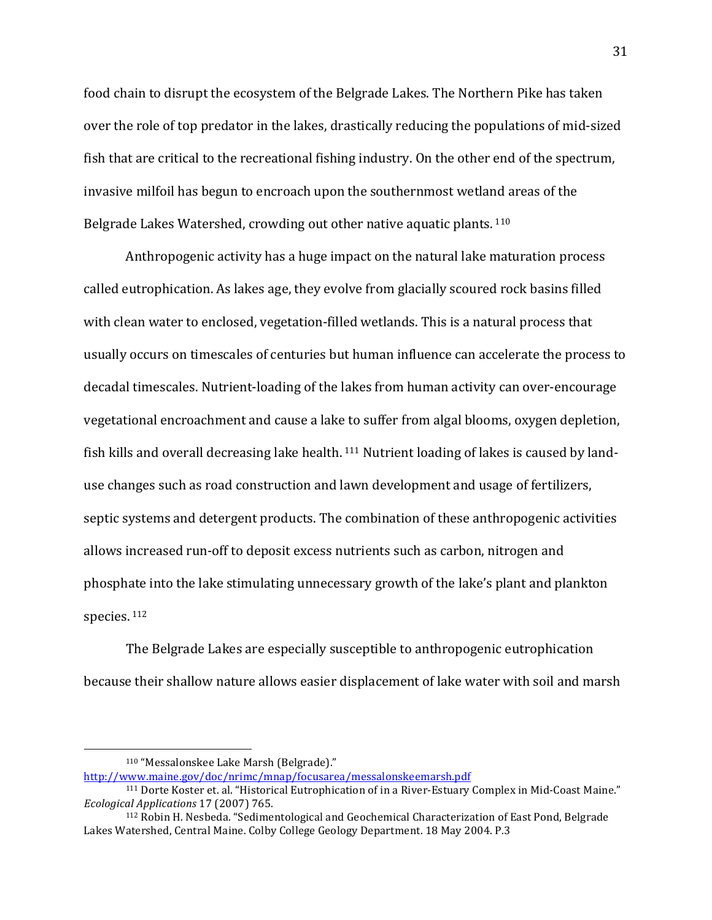food chain to disrupt the ecosystem of the Belgrade Lakes. The Northern Pike has taken over the role of top predator in the lakes, drastically reducing the populations of mid-sized fish that are critical to the recreational fishing industry. On the other end of the spectrum, invasive milfoil has begun to encroach upon the southernmost wetland areas of the Belgrade Lakes Watershed, crowding out other native aquatic plants. [110]

Anthropogenic activity has a huge impact on the natural lake maturation process called eutrophication. As lakes age, they evolve from glacially scoured rock basins filled with clean water to enclosed, vegetation-filled wetlands. This is a natural process that usually occurs on timescales of centuries but human influence can accelerate the process to decadal timescales. Nutrient-loading of the lakes from human activity can over-encourage vegetational encroachment and cause a lake to suffer from algal blooms, oxygen depletion, fish kills and overall decreasing lake health. [111] Nutrient loading of lakes is caused by land-use changes such as road construction and lawn development and usage of fertilizers, septic systems and detergent products. The combination of these anthropogenic activities allows increased run-off to deposit excess nutrients such as carbon, nitrogen and phosphate into the lake stimulating unnecessary growth of the lake's plant and plankton species. [112]

The Belgrade Lakes are especially susceptible to anthropogenic eutrophication because their shallow nature allows easier displacement of lake water with soil and marsh

---

[110] "Messalonskee Lake Marsh (Belgrade)." http://www.maine.gov/doc/nrimc/mnap/focusarea/messalonskeemarsh.pdf

[111] Dorte Koster et. al. "Historical Eutrophication of in a River-Estuary Complex in Mid-Coast Maine." *Ecological Applications* 17 (2007) 765.

[112] Robin H. Nesbeda. "Sedimentological and Geochemical Characterization of East Pond, Belgrade Lakes Watershed, Central Maine. Colby College Geology Department. 18 May 2004. P.3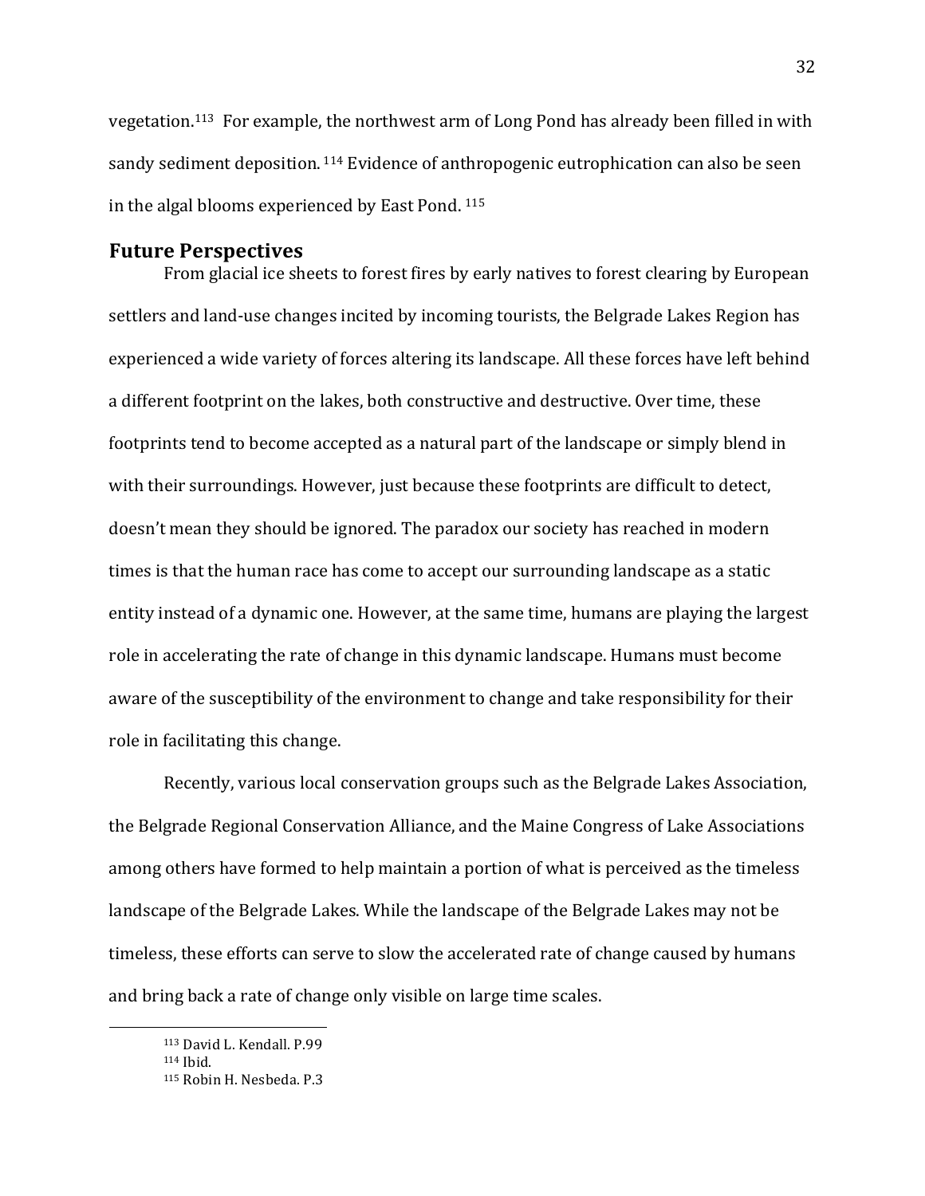vegetation.[113] For example, the northwest arm of Long Pond has already been filled in with sandy sediment deposition.[114] Evidence of anthropogenic eutrophication can also be seen in the algal blooms experienced by East Pond.[115]

## Future Perspectives

From glacial ice sheets to forest fires by early natives to forest clearing by European settlers and land-use changes incited by incoming tourists, the Belgrade Lakes Region has experienced a wide variety of forces altering its landscape. All these forces have left behind a different footprint on the lakes, both constructive and destructive. Over time, these footprints tend to become accepted as a natural part of the landscape or simply blend in with their surroundings. However, just because these footprints are difficult to detect, doesn't mean they should be ignored. The paradox our society has reached in modern times is that the human race has come to accept our surrounding landscape as a static entity instead of a dynamic one. However, at the same time, humans are playing the largest role in accelerating the rate of change in this dynamic landscape. Humans must become aware of the susceptibility of the environment to change and take responsibility for their role in facilitating this change.

Recently, various local conservation groups such as the Belgrade Lakes Association, the Belgrade Regional Conservation Alliance, and the Maine Congress of Lake Associations among others have formed to help maintain a portion of what is perceived as the timeless landscape of the Belgrade Lakes. While the landscape of the Belgrade Lakes may not be timeless, these efforts can serve to slow the accelerated rate of change caused by humans and bring back a rate of change only visible on large time scales.

---

[113] David L. Kendall. P.99

[114] Ibid.

[115] Robin H. Nesbeda. P.3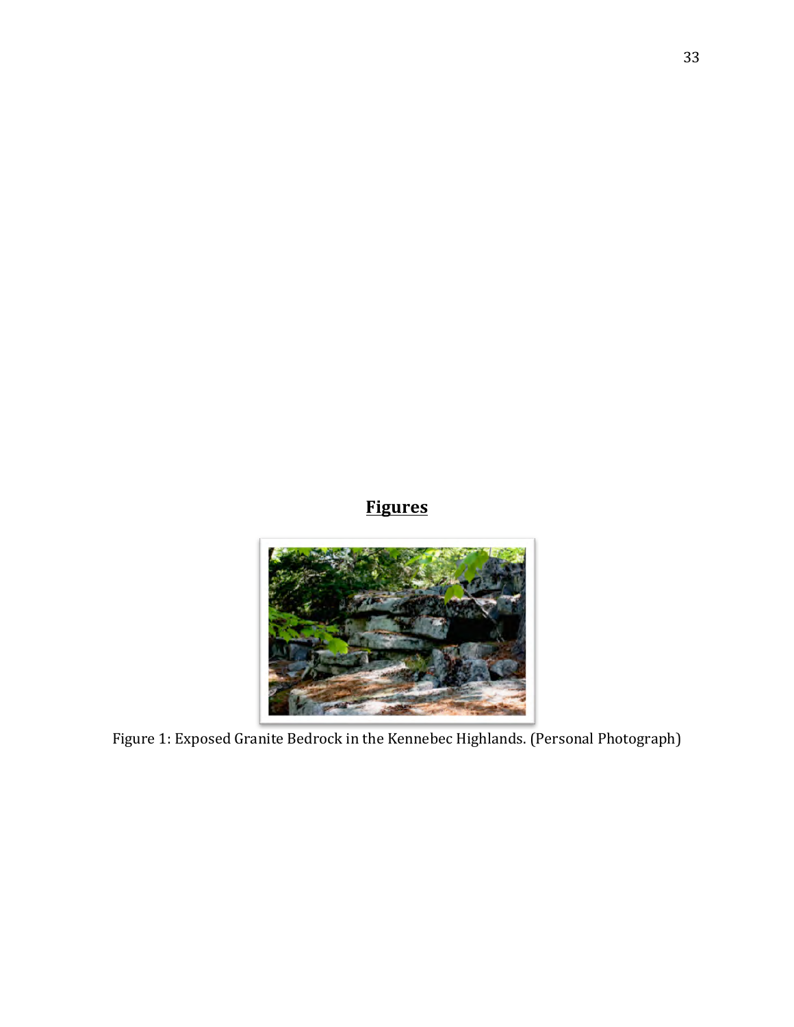## Figures

Figure 1: Exposed Granite Bedrock in the Kennebec Highlands. (Personal Photograph)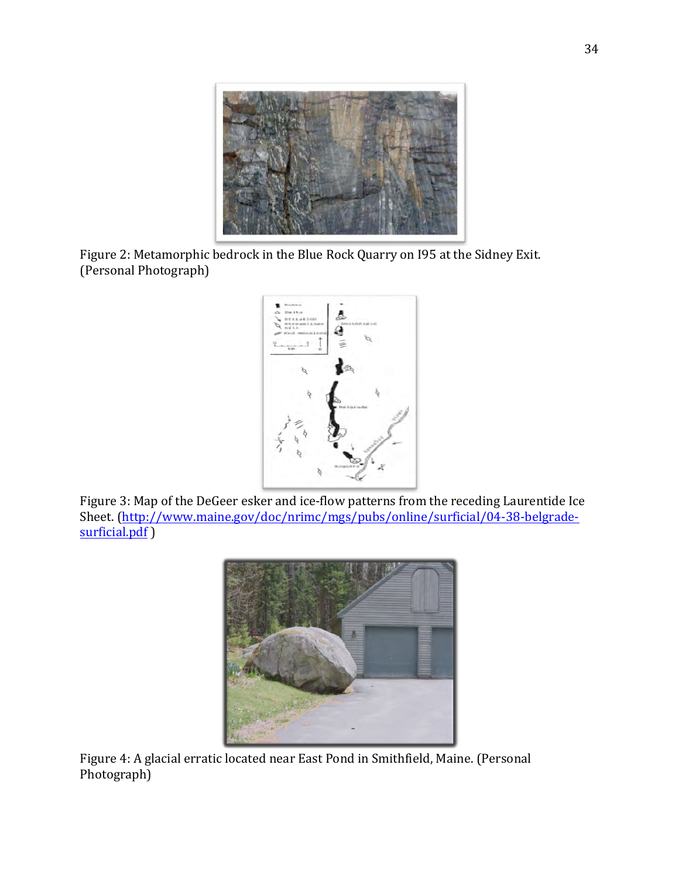Figure 2: Metamorphic bedrock in the Blue Rock Quarry on I95 at the Sidney Exit. (Personal Photograph)

Figure 3: Map of the DeGeer esker and ice-flow patterns from the receding Laurentide Ice Sheet. (http://www.maine.gov/doc/nrimc/mgs/pubs/online/surficial/04-38-belgrade-surficial.pdf )

Figure 4: A glacial erratic located near East Pond in Smithfield, Maine. (Personal Photograph)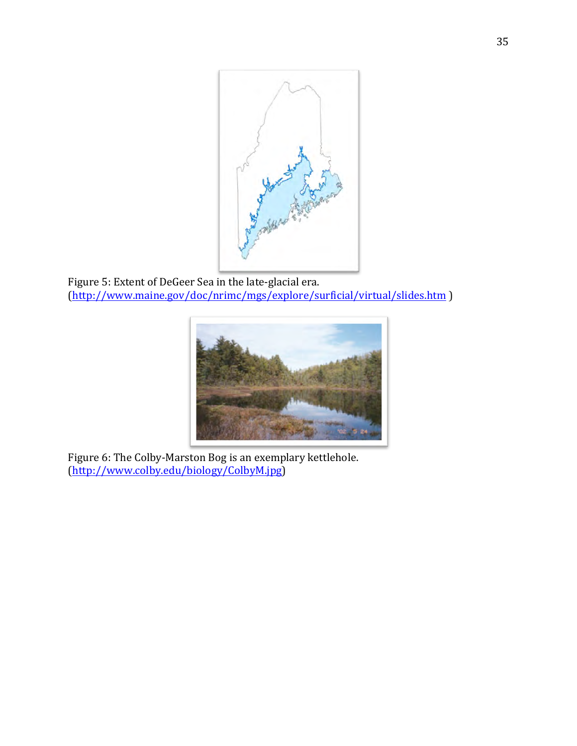Figure 5: Extent of DeGeer Sea in the late-glacial era.
(http://www.maine.gov/doc/nrimc/mgs/explore/surficial/virtual/slides.htm )

Figure 6: The Colby-Marston Bog is an exemplary kettlehole.
(http://www.colby.edu/biology/ColbyM.jpg)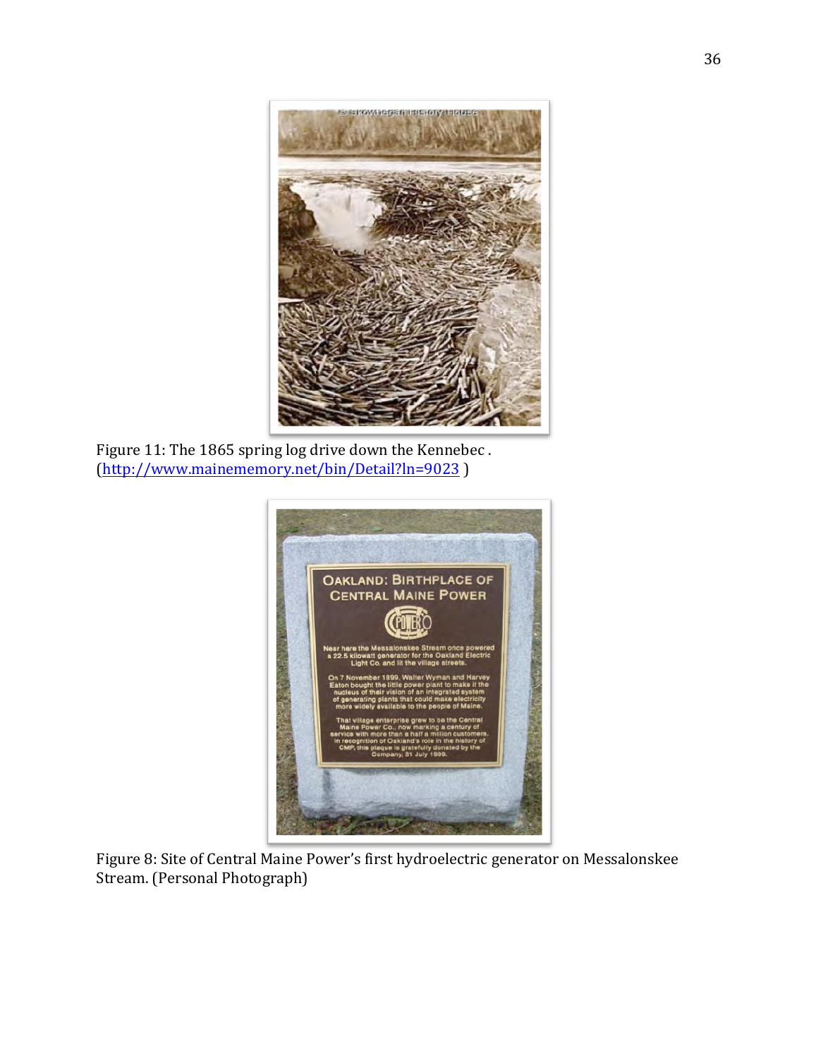Figure 11: The 1865 spring log drive down the Kennebec . (http://www.mainememory.net/bin/Detail?ln=9023 )

Figure 8: Site of Central Maine Power's first hydroelectric generator on Messalonskee Stream. (Personal Photograph)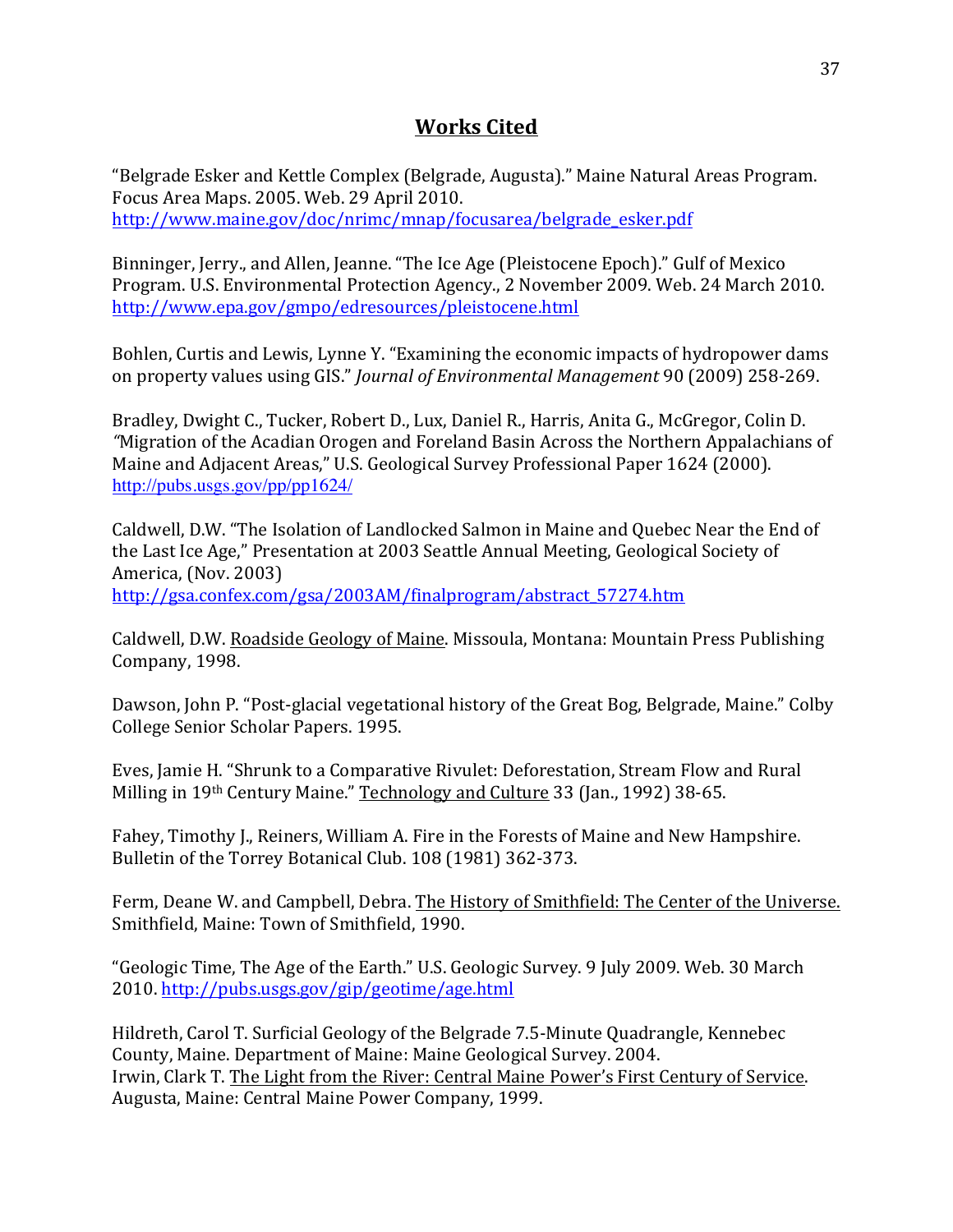# Works Cited

"Belgrade Esker and Kettle Complex (Belgrade, Augusta)." Maine Natural Areas Program. Focus Area Maps. 2005. Web. 29 April 2010. http://www.maine.gov/doc/nrimc/mnap/focusarea/belgrade_esker.pdf

Binninger, Jerry., and Allen, Jeanne. "The Ice Age (Pleistocene Epoch)." Gulf of Mexico Program. U.S. Environmental Protection Agency., 2 November 2009. Web. 24 March 2010. http://www.epa.gov/gmpo/edresources/pleistocene.html

Bohlen, Curtis and Lewis, Lynne Y. "Examining the economic impacts of hydropower dams on property values using GIS." *Journal of Environmental Management* 90 (2009) 258-269.

Bradley, Dwight C., Tucker, Robert D., Lux, Daniel R., Harris, Anita G., McGregor, Colin D. "Migration of the Acadian Orogen and Foreland Basin Across the Northern Appalachians of Maine and Adjacent Areas," U.S. Geological Survey Professional Paper 1624 (2000). http://pubs.usgs.gov/pp/pp1624/

Caldwell, D.W. "The Isolation of Landlocked Salmon in Maine and Quebec Near the End of the Last Ice Age," Presentation at 2003 Seattle Annual Meeting, Geological Society of America, (Nov. 2003) http://gsa.confex.com/gsa/2003AM/finalprogram/abstract_57274.htm

Caldwell, D.W. Roadside Geology of Maine. Missoula, Montana: Mountain Press Publishing Company, 1998.

Dawson, John P. "Post-glacial vegetational history of the Great Bog, Belgrade, Maine." Colby College Senior Scholar Papers. 1995.

Eves, Jamie H. "Shrunk to a Comparative Rivulet: Deforestation, Stream Flow and Rural Milling in 19th Century Maine." Technology and Culture 33 (Jan., 1992) 38-65.

Fahey, Timothy J., Reiners, William A. Fire in the Forests of Maine and New Hampshire. Bulletin of the Torrey Botanical Club. 108 (1981) 362-373.

Ferm, Deane W. and Campbell, Debra. The History of Smithfield: The Center of the Universe. Smithfield, Maine: Town of Smithfield, 1990.

"Geologic Time, The Age of the Earth." U.S. Geologic Survey. 9 July 2009. Web. 30 March 2010. http://pubs.usgs.gov/gip/geotime/age.html

Hildreth, Carol T. Surficial Geology of the Belgrade 7.5-Minute Quadrangle, Kennebec County, Maine. Department of Maine: Maine Geological Survey. 2004.

Irwin, Clark T. The Light from the River: Central Maine Power's First Century of Service. Augusta, Maine: Central Maine Power Company, 1999.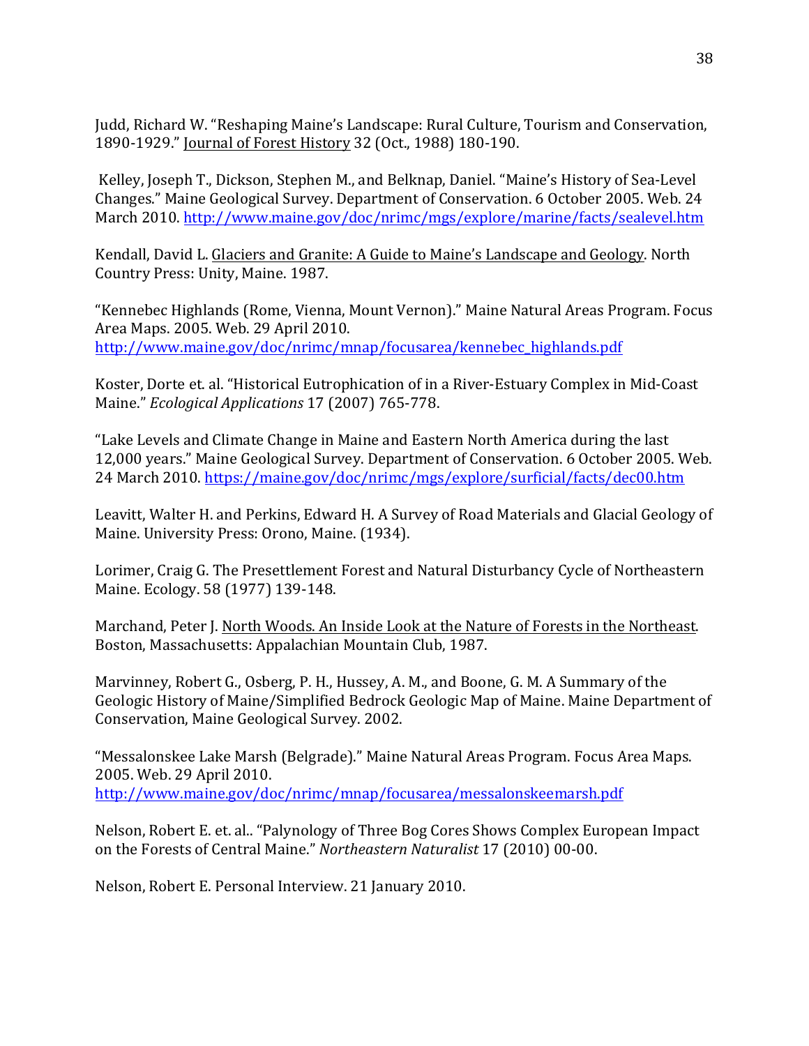Judd, Richard W. "Reshaping Maine's Landscape: Rural Culture, Tourism and Conservation, 1890-1929." Journal of Forest History 32 (Oct., 1988) 180-190.

Kelley, Joseph T., Dickson, Stephen M., and Belknap, Daniel. "Maine's History of Sea-Level Changes." Maine Geological Survey. Department of Conservation. 6 October 2005. Web. 24 March 2010. http://www.maine.gov/doc/nrimc/mgs/explore/marine/facts/sealevel.htm

Kendall, David L. Glaciers and Granite: A Guide to Maine's Landscape and Geology. North Country Press: Unity, Maine. 1987.

"Kennebec Highlands (Rome, Vienna, Mount Vernon)." Maine Natural Areas Program. Focus Area Maps. 2005. Web. 29 April 2010. http://www.maine.gov/doc/nrimc/mnap/focusarea/kennebec_highlands.pdf

Koster, Dorte et. al. "Historical Eutrophication of in a River-Estuary Complex in Mid-Coast Maine." *Ecological Applications* 17 (2007) 765-778.

"Lake Levels and Climate Change in Maine and Eastern North America during the last 12,000 years." Maine Geological Survey. Department of Conservation. 6 October 2005. Web. 24 March 2010. https://maine.gov/doc/nrimc/mgs/explore/surficial/facts/dec00.htm

Leavitt, Walter H. and Perkins, Edward H. A Survey of Road Materials and Glacial Geology of Maine. University Press: Orono, Maine. (1934).

Lorimer, Craig G. The Presettlement Forest and Natural Disturbancy Cycle of Northeastern Maine. Ecology. 58 (1977) 139-148.

Marchand, Peter J. North Woods. An Inside Look at the Nature of Forests in the Northeast. Boston, Massachusetts: Appalachian Mountain Club, 1987.

Marvinney, Robert G., Osberg, P. H., Hussey, A. M., and Boone, G. M. A Summary of the Geologic History of Maine/Simplified Bedrock Geologic Map of Maine. Maine Department of Conservation, Maine Geological Survey. 2002.

"Messalonskee Lake Marsh (Belgrade)." Maine Natural Areas Program. Focus Area Maps. 2005. Web. 29 April 2010. http://www.maine.gov/doc/nrimc/mnap/focusarea/messalonskeemarsh.pdf

Nelson, Robert E. et. al.. "Palynology of Three Bog Cores Shows Complex European Impact on the Forests of Central Maine." *Northeastern Naturalist* 17 (2010) 00-00.

Nelson, Robert E. Personal Interview. 21 January 2010.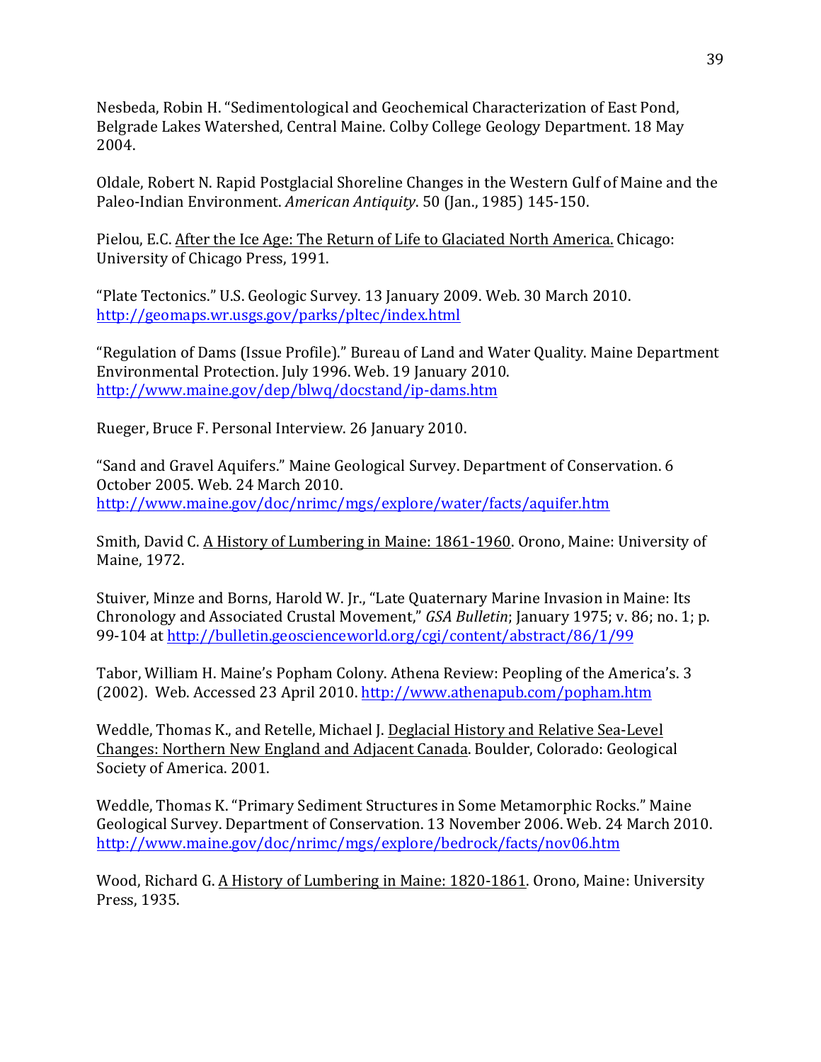Nesbeda, Robin H. "Sedimentological and Geochemical Characterization of East Pond, Belgrade Lakes Watershed, Central Maine. Colby College Geology Department. 18 May 2004.

Oldale, Robert N. Rapid Postglacial Shoreline Changes in the Western Gulf of Maine and the Paleo-Indian Environment. *American Antiquity*. 50 (Jan., 1985) 145-150.

Pielou, E.C. <u>After the Ice Age: The Return of Life to Glaciated North America.</u> Chicago: University of Chicago Press, 1991.

"Plate Tectonics." U.S. Geologic Survey. 13 January 2009. Web. 30 March 2010. http://geomaps.wr.usgs.gov/parks/pltec/index.html

"Regulation of Dams (Issue Profile)." Bureau of Land and Water Quality. Maine Department Environmental Protection. July 1996. Web. 19 January 2010. http://www.maine.gov/dep/blwq/docstand/ip-dams.htm

Rueger, Bruce F. Personal Interview. 26 January 2010.

"Sand and Gravel Aquifers." Maine Geological Survey. Department of Conservation. 6 October 2005. Web. 24 March 2010. http://www.maine.gov/doc/nrimc/mgs/explore/water/facts/aquifer.htm

Smith, David C. <u>A History of Lumbering in Maine: 1861-1960</u>. Orono, Maine: University of Maine, 1972.

Stuiver, Minze and Borns, Harold W. Jr., "Late Quaternary Marine Invasion in Maine: Its Chronology and Associated Crustal Movement," *GSA Bulletin*; January 1975; v. 86; no. 1; p. 99-104 at http://bulletin.geoscienceworld.org/cgi/content/abstract/86/1/99

Tabor, William H. Maine's Popham Colony. Athena Review: Peopling of the America's. 3 (2002). Web. Accessed 23 April 2010. http://www.athenapub.com/popham.htm

Weddle, Thomas K., and Retelle, Michael J. <u>Deglacial History and Relative Sea-Level Changes: Northern New England and Adjacent Canada</u>. Boulder, Colorado: Geological Society of America. 2001.

Weddle, Thomas K. "Primary Sediment Structures in Some Metamorphic Rocks." Maine Geological Survey. Department of Conservation. 13 November 2006. Web. 24 March 2010. http://www.maine.gov/doc/nrimc/mgs/explore/bedrock/facts/nov06.htm

Wood, Richard G. <u>A History of Lumbering in Maine: 1820-1861</u>. Orono, Maine: University Press, 1935.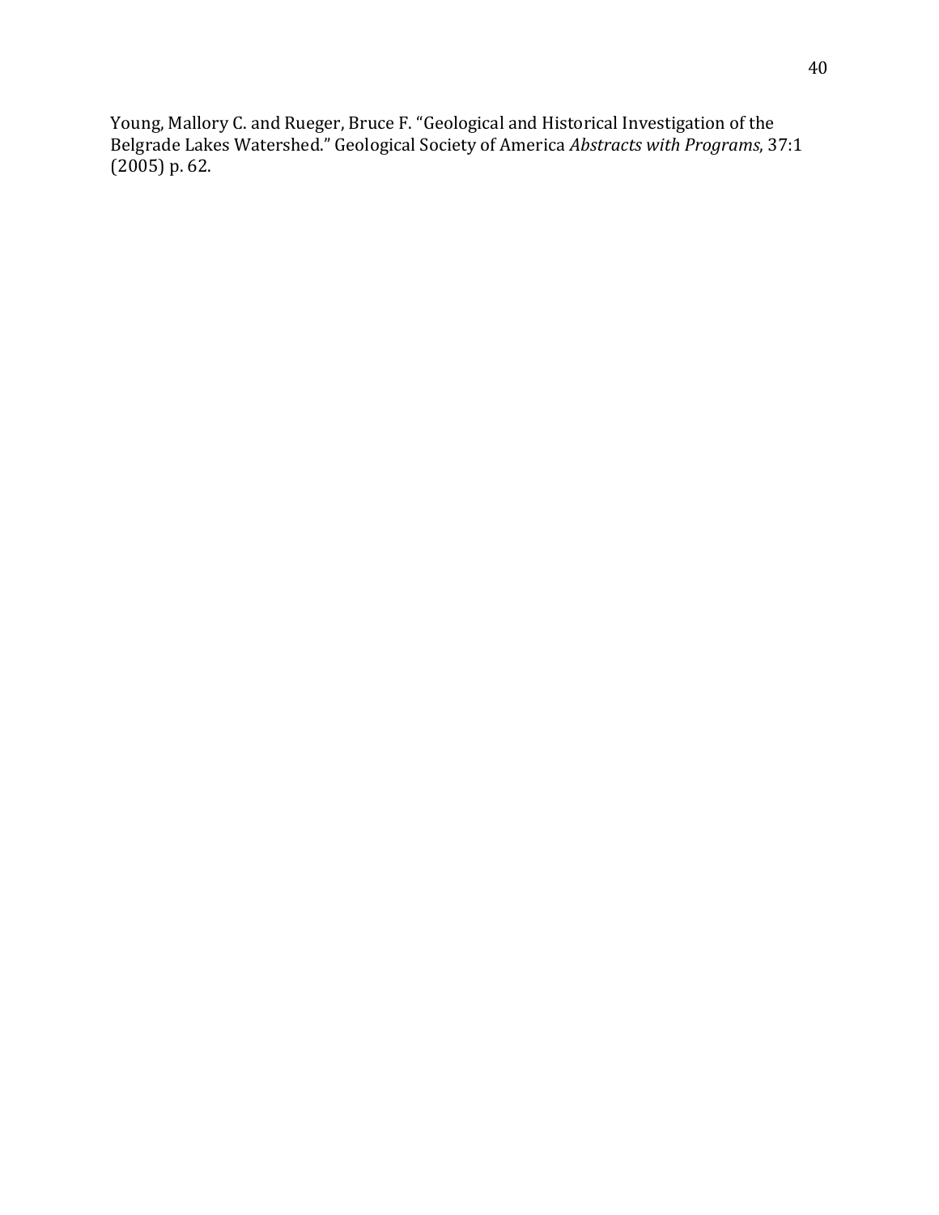Young, Mallory C. and Rueger, Bruce F. "Geological and Historical Investigation of the Belgrade Lakes Watershed." Geological Society of America *Abstracts with Programs*, 37:1 (2005) p. 62.